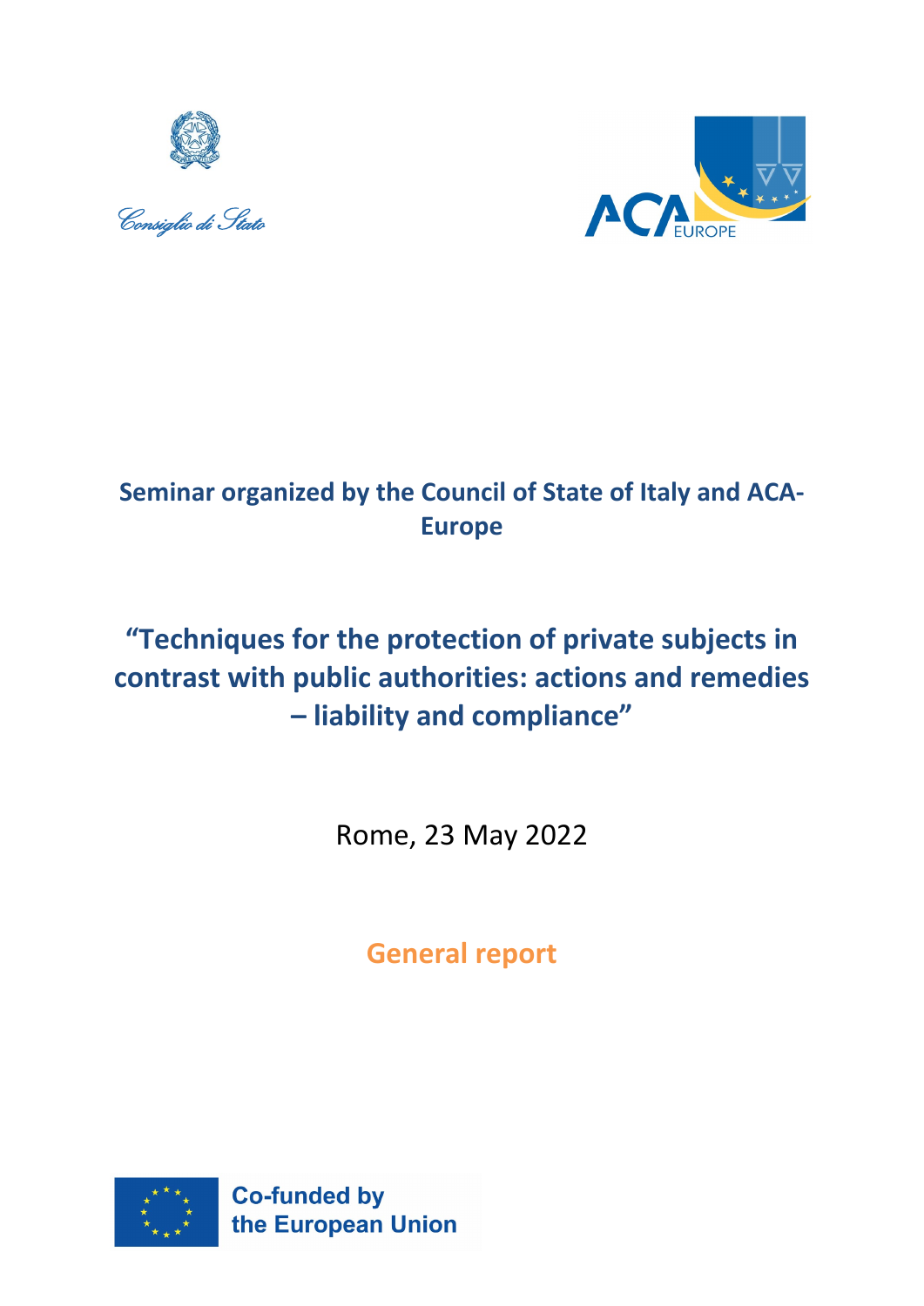Consiglio di Stato

ACA EUROPE

**Seminar organized by the Council of State of Italy and ACA-Europe**

# "Techniques for the protection of private subjects in contrast with public authorities: actions and remedies – liability and compliance"

Rome, 23 May 2022

## General report

Co-funded by the European Union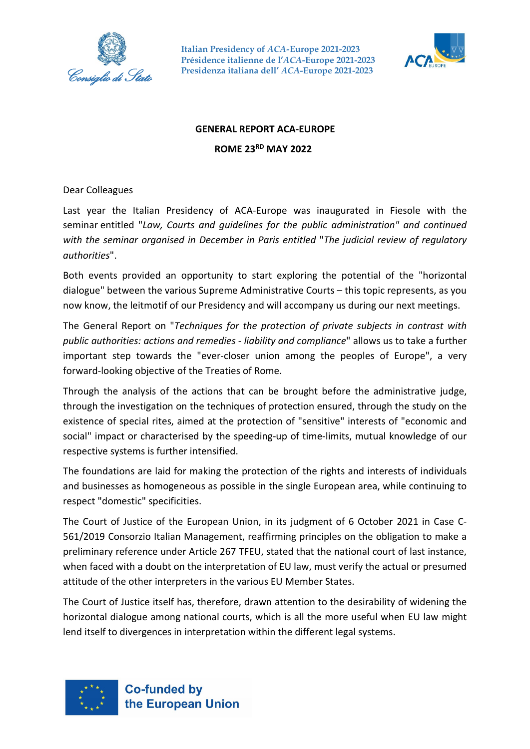**GENERAL REPORT ACA-EUROPE**

**ROME 23RD MAY 2022**

Dear Colleagues

Last year the Italian Presidency of ACA-Europe was inaugurated in Fiesole with the seminar entitled "*Law, Courts and guidelines for the public administration" and continued with the seminar organised in December in Paris entitled* "*The judicial review of regulatory authorities*".

Both events provided an opportunity to start exploring the potential of the "horizontal dialogue" between the various Supreme Administrative Courts – this topic represents, as you now know, the leitmotif of our Presidency and will accompany us during our next meetings.

The General Report on "*Techniques for the protection of private subjects in contrast with public authorities: actions and remedies - liability and compliance*" allows us to take a further important step towards the "ever-closer union among the peoples of Europe", a very forward-looking objective of the Treaties of Rome.

Through the analysis of the actions that can be brought before the administrative judge, through the investigation on the techniques of protection ensured, through the study on the existence of special rites, aimed at the protection of "sensitive" interests of "economic and social" impact or characterised by the speeding-up of time-limits, mutual knowledge of our respective systems is further intensified.

The foundations are laid for making the protection of the rights and interests of individuals and businesses as homogeneous as possible in the single European area, while continuing to respect "domestic" specificities.

The Court of Justice of the European Union, in its judgment of 6 October 2021 in Case C-561/2019 Consorzio Italian Management, reaffirming principles on the obligation to make a preliminary reference under Article 267 TFEU, stated that the national court of last instance, when faced with a doubt on the interpretation of EU law, must verify the actual or presumed attitude of the other interpreters in the various EU Member States.

The Court of Justice itself has, therefore, drawn attention to the desirability of widening the horizontal dialogue among national courts, which is all the more useful when EU law might lend itself to divergences in interpretation within the different legal systems.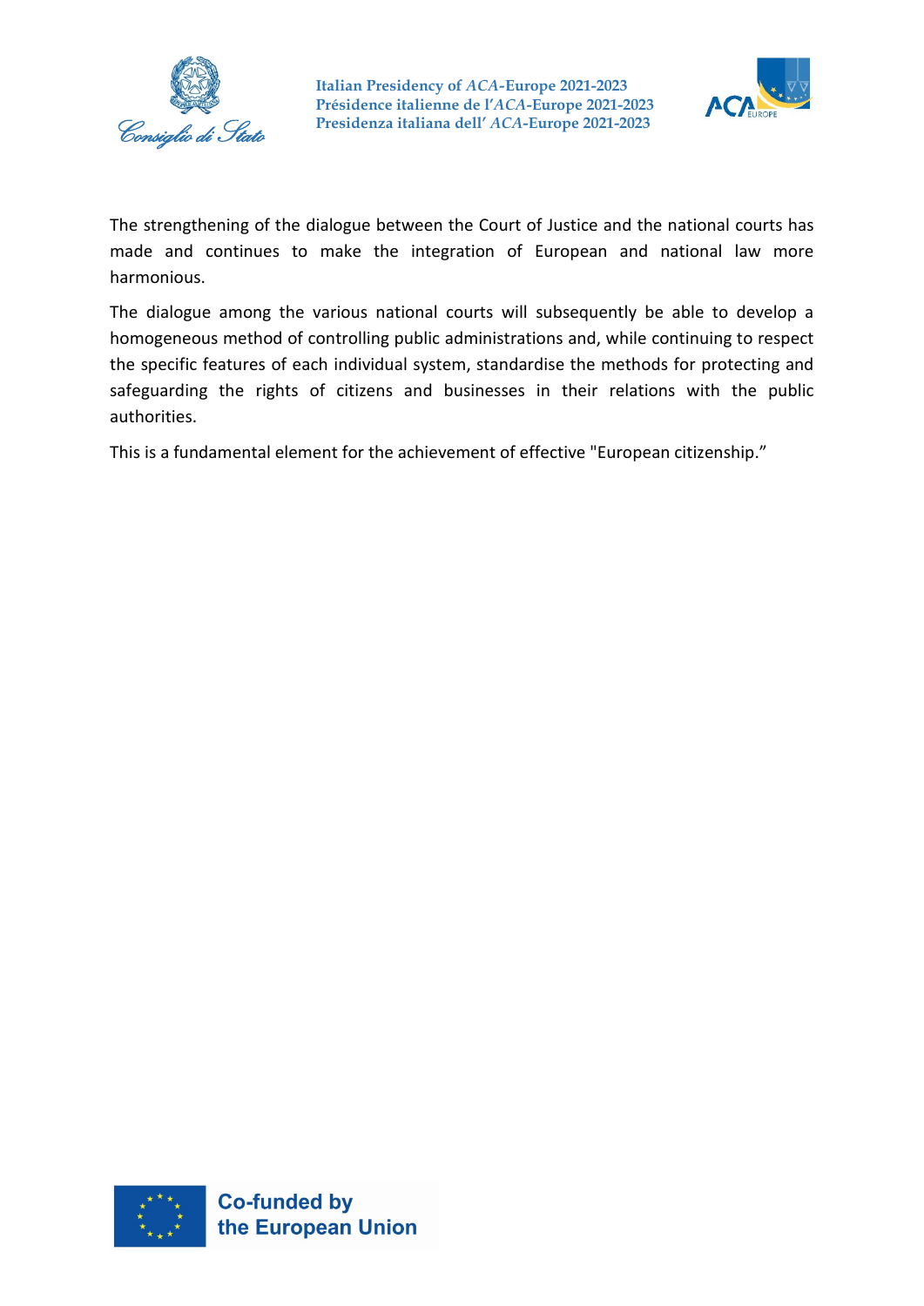The strengthening of the dialogue between the Court of Justice and the national courts has made and continues to make the integration of European and national law more harmonious.

The dialogue among the various national courts will subsequently be able to develop a homogeneous method of controlling public administrations and, while continuing to respect the specific features of each individual system, standardise the methods for protecting and safeguarding the rights of citizens and businesses in their relations with the public authorities.

This is a fundamental element for the achievement of effective "European citizenship."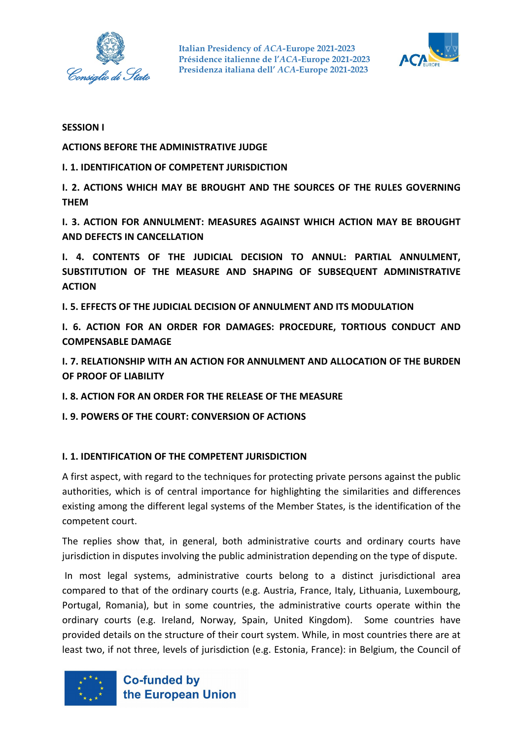**SESSION I**

**ACTIONS BEFORE THE ADMINISTRATIVE JUDGE**

**I. 1. IDENTIFICATION OF COMPETENT JURISDICTION**

**I. 2. ACTIONS WHICH MAY BE BROUGHT AND THE SOURCES OF THE RULES GOVERNING THEM**

**I. 3. ACTION FOR ANNULMENT: MEASURES AGAINST WHICH ACTION MAY BE BROUGHT AND DEFECTS IN CANCELLATION**

**I. 4. CONTENTS OF THE JUDICIAL DECISION TO ANNUL: PARTIAL ANNULMENT, SUBSTITUTION OF THE MEASURE AND SHAPING OF SUBSEQUENT ADMINISTRATIVE ACTION**

**I. 5. EFFECTS OF THE JUDICIAL DECISION OF ANNULMENT AND ITS MODULATION**

**I. 6. ACTION FOR AN ORDER FOR DAMAGES: PROCEDURE, TORTIOUS CONDUCT AND COMPENSABLE DAMAGE**

**I. 7. RELATIONSHIP WITH AN ACTION FOR ANNULMENT AND ALLOCATION OF THE BURDEN OF PROOF OF LIABILITY**

**I. 8. ACTION FOR AN ORDER FOR THE RELEASE OF THE MEASURE**

**I. 9. POWERS OF THE COURT: CONVERSION OF ACTIONS**

## I. 1. IDENTIFICATION OF THE COMPETENT JURISDICTION

A first aspect, with regard to the techniques for protecting private persons against the public authorities, which is of central importance for highlighting the similarities and differences existing among the different legal systems of the Member States, is the identification of the competent court.

The replies show that, in general, both administrative courts and ordinary courts have jurisdiction in disputes involving the public administration depending on the type of dispute.

In most legal systems, administrative courts belong to a distinct jurisdictional area compared to that of the ordinary courts (e.g. Austria, France, Italy, Lithuania, Luxembourg, Portugal, Romania), but in some countries, the administrative courts operate within the ordinary courts (e.g. Ireland, Norway, Spain, United Kingdom). Some countries have provided details on the structure of their court system. While, in most countries there are at least two, if not three, levels of jurisdiction (e.g. Estonia, France): in Belgium, the Council of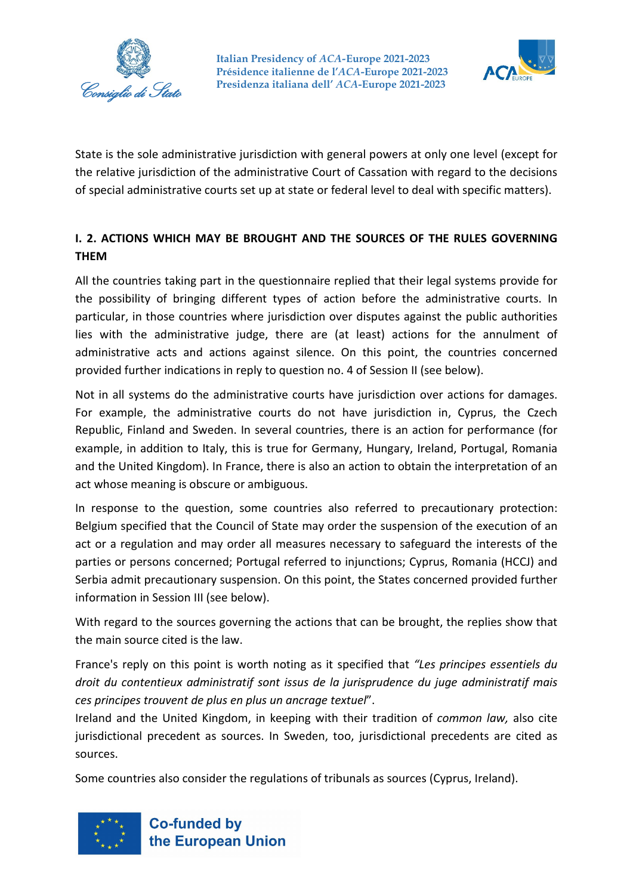State is the sole administrative jurisdiction with general powers at only one level (except for the relative jurisdiction of the administrative Court of Cassation with regard to the decisions of special administrative courts set up at state or federal level to deal with specific matters).

## I. 2. ACTIONS WHICH MAY BE BROUGHT AND THE SOURCES OF THE RULES GOVERNING THEM

All the countries taking part in the questionnaire replied that their legal systems provide for the possibility of bringing different types of action before the administrative courts. In particular, in those countries where jurisdiction over disputes against the public authorities lies with the administrative judge, there are (at least) actions for the annulment of administrative acts and actions against silence. On this point, the countries concerned provided further indications in reply to question no. 4 of Session II (see below).

Not in all systems do the administrative courts have jurisdiction over actions for damages. For example, the administrative courts do not have jurisdiction in, Cyprus, the Czech Republic, Finland and Sweden. In several countries, there is an action for performance (for example, in addition to Italy, this is true for Germany, Hungary, Ireland, Portugal, Romania and the United Kingdom). In France, there is also an action to obtain the interpretation of an act whose meaning is obscure or ambiguous.

In response to the question, some countries also referred to precautionary protection: Belgium specified that the Council of State may order the suspension of the execution of an act or a regulation and may order all measures necessary to safeguard the interests of the parties or persons concerned; Portugal referred to injunctions; Cyprus, Romania (HCCJ) and Serbia admit precautionary suspension. On this point, the States concerned provided further information in Session III (see below).

With regard to the sources governing the actions that can be brought, the replies show that the main source cited is the law.

France's reply on this point is worth noting as it specified that *"Les principes essentiels du droit du contentieux administratif sont issus de la jurisprudence du juge administratif mais ces principes trouvent de plus en plus un ancrage textuel*".
Ireland and the United Kingdom, in keeping with their tradition of *common law,* also cite jurisdictional precedent as sources. In Sweden, too, jurisdictional precedents are cited as sources.

Some countries also consider the regulations of tribunals as sources (Cyprus, Ireland).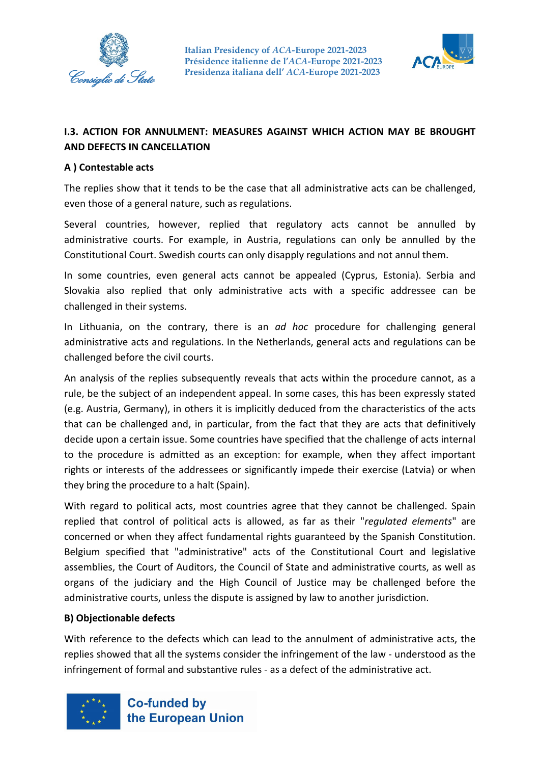## I.3. ACTION FOR ANNULMENT: MEASURES AGAINST WHICH ACTION MAY BE BROUGHT AND DEFECTS IN CANCELLATION

### A ) Contestable acts

The replies show that it tends to be the case that all administrative acts can be challenged, even those of a general nature, such as regulations.

Several countries, however, replied that regulatory acts cannot be annulled by administrative courts. For example, in Austria, regulations can only be annulled by the Constitutional Court. Swedish courts can only disapply regulations and not annul them.

In some countries, even general acts cannot be appealed (Cyprus, Estonia). Serbia and Slovakia also replied that only administrative acts with a specific addressee can be challenged in their systems.

In Lithuania, on the contrary, there is an *ad hoc* procedure for challenging general administrative acts and regulations. In the Netherlands, general acts and regulations can be challenged before the civil courts.

An analysis of the replies subsequently reveals that acts within the procedure cannot, as a rule, be the subject of an independent appeal. In some cases, this has been expressly stated (e.g. Austria, Germany), in others it is implicitly deduced from the characteristics of the acts that can be challenged and, in particular, from the fact that they are acts that definitively decide upon a certain issue. Some countries have specified that the challenge of acts internal to the procedure is admitted as an exception: for example, when they affect important rights or interests of the addressees or significantly impede their exercise (Latvia) or when they bring the procedure to a halt (Spain).

With regard to political acts, most countries agree that they cannot be challenged. Spain replied that control of political acts is allowed, as far as their "*regulated elements*" are concerned or when they affect fundamental rights guaranteed by the Spanish Constitution. Belgium specified that "administrative" acts of the Constitutional Court and legislative assemblies, the Court of Auditors, the Council of State and administrative courts, as well as organs of the judiciary and the High Council of Justice may be challenged before the administrative courts, unless the dispute is assigned by law to another jurisdiction.

### B) Objectionable defects

With reference to the defects which can lead to the annulment of administrative acts, the replies showed that all the systems consider the infringement of the law - understood as the infringement of formal and substantive rules - as a defect of the administrative act.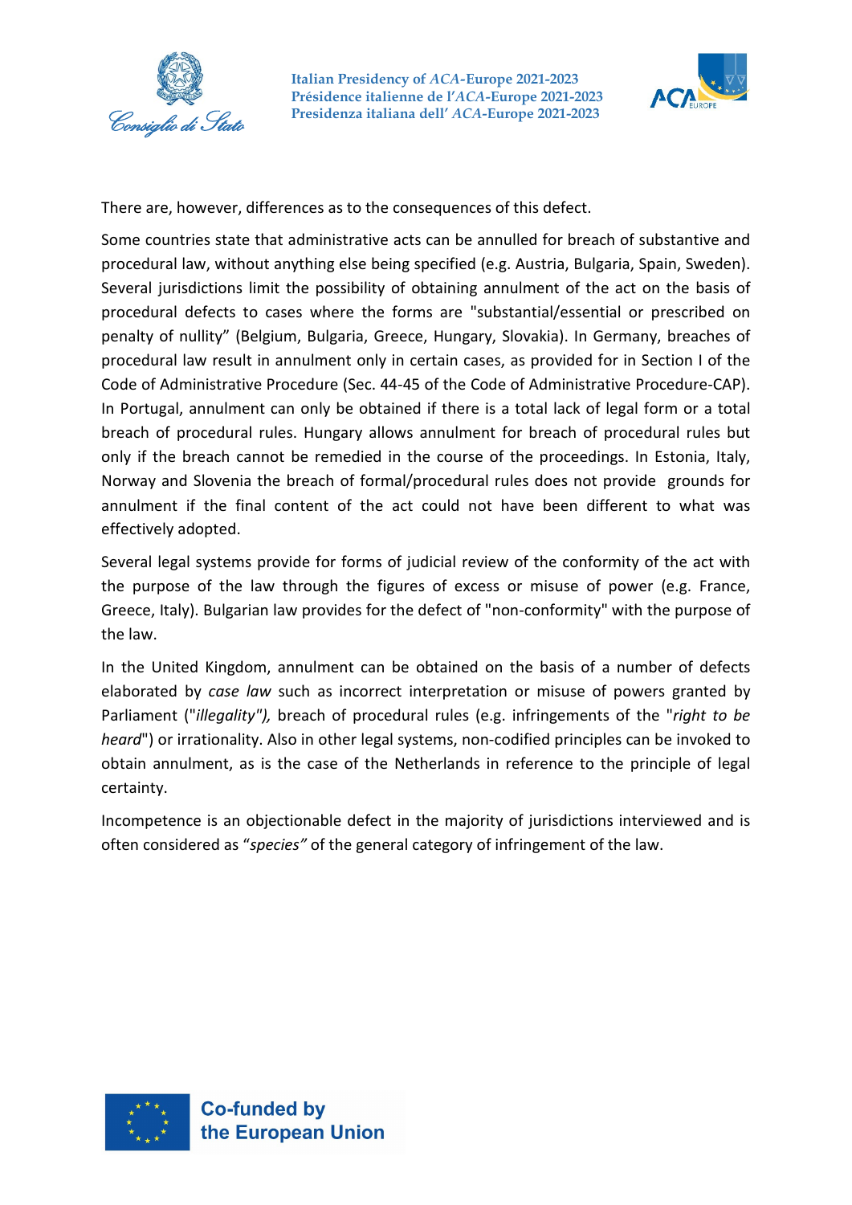There are, however, differences as to the consequences of this defect.

Some countries state that administrative acts can be annulled for breach of substantive and procedural law, without anything else being specified (e.g. Austria, Bulgaria, Spain, Sweden). Several jurisdictions limit the possibility of obtaining annulment of the act on the basis of procedural defects to cases where the forms are "substantial/essential or prescribed on penalty of nullity" (Belgium, Bulgaria, Greece, Hungary, Slovakia). In Germany, breaches of procedural law result in annulment only in certain cases, as provided for in Section I of the Code of Administrative Procedure (Sec. 44-45 of the Code of Administrative Procedure-CAP). In Portugal, annulment can only be obtained if there is a total lack of legal form or a total breach of procedural rules. Hungary allows annulment for breach of procedural rules but only if the breach cannot be remedied in the course of the proceedings. In Estonia, Italy, Norway and Slovenia the breach of formal/procedural rules does not provide grounds for annulment if the final content of the act could not have been different to what was effectively adopted.

Several legal systems provide for forms of judicial review of the conformity of the act with the purpose of the law through the figures of excess or misuse of power (e.g. France, Greece, Italy). Bulgarian law provides for the defect of "non-conformity" with the purpose of the law.

In the United Kingdom, annulment can be obtained on the basis of a number of defects elaborated by *case law* such as incorrect interpretation or misuse of powers granted by Parliament ("*illegality"),* breach of procedural rules (e.g. infringements of the "*right to be heard*") or irrationality. Also in other legal systems, non-codified principles can be invoked to obtain annulment, as is the case of the Netherlands in reference to the principle of legal certainty.

Incompetence is an objectionable defect in the majority of jurisdictions interviewed and is often considered as "*species"* of the general category of infringement of the law.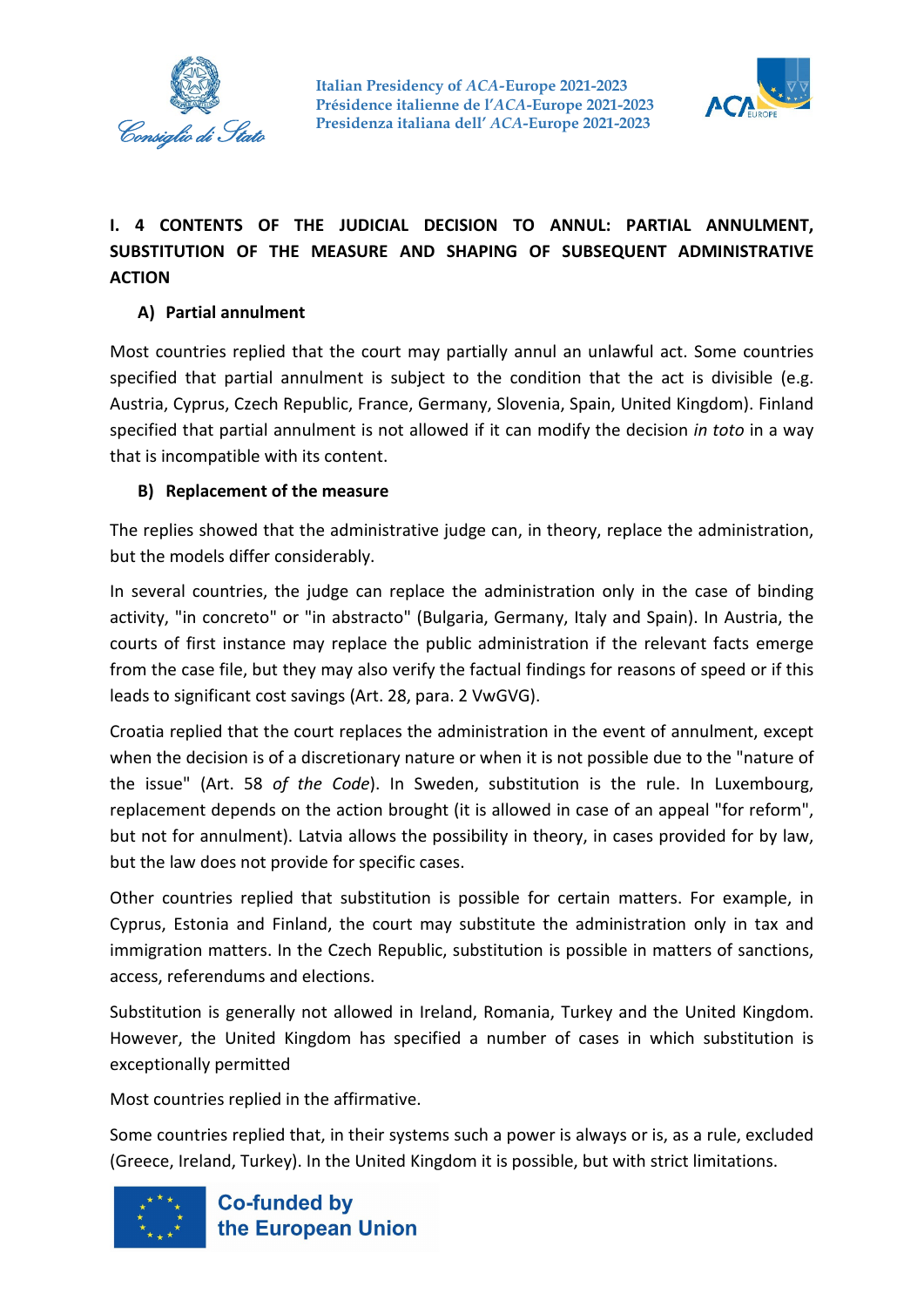## I. 4 CONTENTS OF THE JUDICIAL DECISION TO ANNUL: PARTIAL ANNULMENT, SUBSTITUTION OF THE MEASURE AND SHAPING OF SUBSEQUENT ADMINISTRATIVE ACTION

### A) Partial annulment

Most countries replied that the court may partially annul an unlawful act. Some countries specified that partial annulment is subject to the condition that the act is divisible (e.g. Austria, Cyprus, Czech Republic, France, Germany, Slovenia, Spain, United Kingdom). Finland specified that partial annulment is not allowed if it can modify the decision *in toto* in a way that is incompatible with its content.

### B) Replacement of the measure

The replies showed that the administrative judge can, in theory, replace the administration, but the models differ considerably.

In several countries, the judge can replace the administration only in the case of binding activity, "in concreto" or "in abstracto" (Bulgaria, Germany, Italy and Spain). In Austria, the courts of first instance may replace the public administration if the relevant facts emerge from the case file, but they may also verify the factual findings for reasons of speed or if this leads to significant cost savings (Art. 28, para. 2 VwGVG).

Croatia replied that the court replaces the administration in the event of annulment, except when the decision is of a discretionary nature or when it is not possible due to the "nature of the issue" (Art. 58 *of the Code*). In Sweden, substitution is the rule. In Luxembourg, replacement depends on the action brought (it is allowed in case of an appeal "for reform", but not for annulment). Latvia allows the possibility in theory, in cases provided for by law, but the law does not provide for specific cases.

Other countries replied that substitution is possible for certain matters. For example, in Cyprus, Estonia and Finland, the court may substitute the administration only in tax and immigration matters. In the Czech Republic, substitution is possible in matters of sanctions, access, referendums and elections.

Substitution is generally not allowed in Ireland, Romania, Turkey and the United Kingdom. However, the United Kingdom has specified a number of cases in which substitution is exceptionally permitted

Most countries replied in the affirmative.

Some countries replied that, in their systems such a power is always or is, as a rule, excluded (Greece, Ireland, Turkey). In the United Kingdom it is possible, but with strict limitations.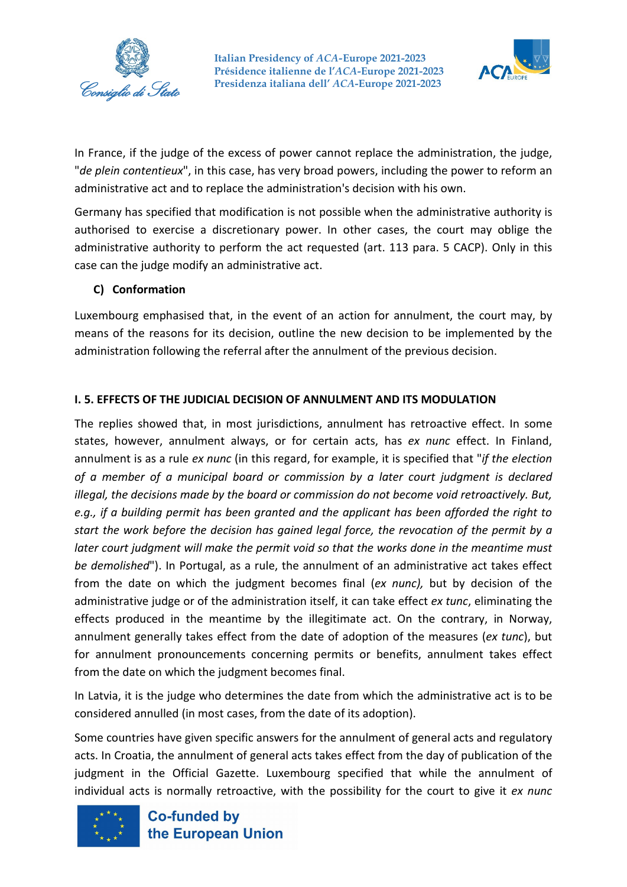In France, if the judge of the excess of power cannot replace the administration, the judge, "*de plein contentieux*", in this case, has very broad powers, including the power to reform an administrative act and to replace the administration's decision with his own.

Germany has specified that modification is not possible when the administrative authority is authorised to exercise a discretionary power. In other cases, the court may oblige the administrative authority to perform the act requested (art. 113 para. 5 CACP). Only in this case can the judge modify an administrative act.

**C) Conformation**

Luxembourg emphasised that, in the event of an action for annulment, the court may, by means of the reasons for its decision, outline the new decision to be implemented by the administration following the referral after the annulment of the previous decision.

## I. 5. EFFECTS OF THE JUDICIAL DECISION OF ANNULMENT AND ITS MODULATION

The replies showed that, in most jurisdictions, annulment has retroactive effect. In some states, however, annulment always, or for certain acts, has *ex nunc* effect. In Finland, annulment is as a rule *ex nunc* (in this regard, for example, it is specified that "*if the election of a member of a municipal board or commission by a later court judgment is declared illegal, the decisions made by the board or commission do not become void retroactively. But, e.g., if a building permit has been granted and the applicant has been afforded the right to start the work before the decision has gained legal force, the revocation of the permit by a later court judgment will make the permit void so that the works done in the meantime must be demolished*"). In Portugal, as a rule, the annulment of an administrative act takes effect from the date on which the judgment becomes final (*ex nunc),* but by decision of the administrative judge or of the administration itself, it can take effect *ex tunc*, eliminating the effects produced in the meantime by the illegitimate act. On the contrary, in Norway, annulment generally takes effect from the date of adoption of the measures (*ex tunc*), but for annulment pronouncements concerning permits or benefits, annulment takes effect from the date on which the judgment becomes final.

In Latvia, it is the judge who determines the date from which the administrative act is to be considered annulled (in most cases, from the date of its adoption).

Some countries have given specific answers for the annulment of general acts and regulatory acts. In Croatia, the annulment of general acts takes effect from the day of publication of the judgment in the Official Gazette. Luxembourg specified that while the annulment of individual acts is normally retroactive, with the possibility for the court to give it *ex nunc*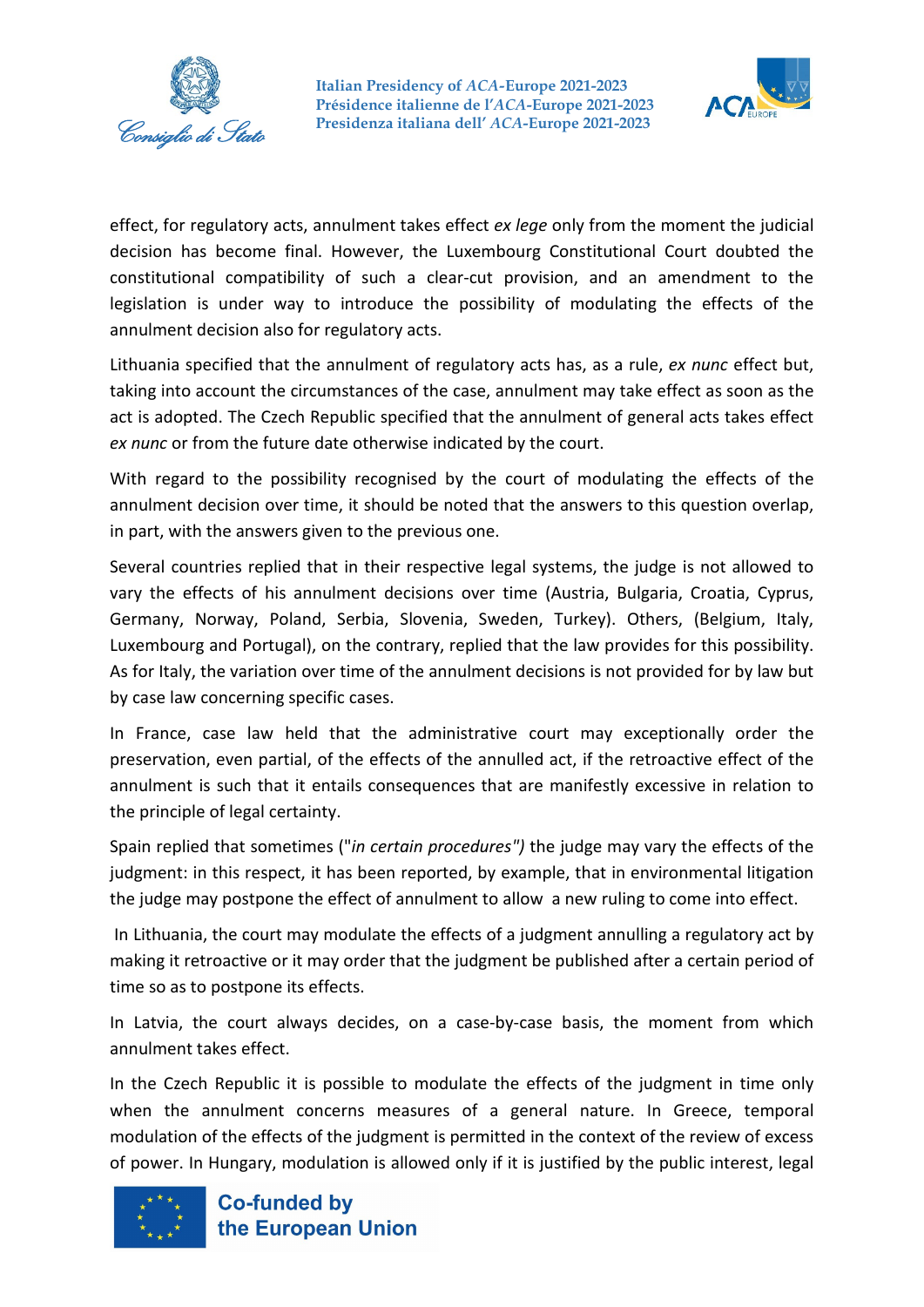effect, for regulatory acts, annulment takes effect *ex lege* only from the moment the judicial decision has become final. However, the Luxembourg Constitutional Court doubted the constitutional compatibility of such a clear-cut provision, and an amendment to the legislation is under way to introduce the possibility of modulating the effects of the annulment decision also for regulatory acts.

Lithuania specified that the annulment of regulatory acts has, as a rule, *ex nunc* effect but, taking into account the circumstances of the case, annulment may take effect as soon as the act is adopted. The Czech Republic specified that the annulment of general acts takes effect *ex nunc* or from the future date otherwise indicated by the court.

With regard to the possibility recognised by the court of modulating the effects of the annulment decision over time, it should be noted that the answers to this question overlap, in part, with the answers given to the previous one.

Several countries replied that in their respective legal systems, the judge is not allowed to vary the effects of his annulment decisions over time (Austria, Bulgaria, Croatia, Cyprus, Germany, Norway, Poland, Serbia, Slovenia, Sweden, Turkey). Others, (Belgium, Italy, Luxembourg and Portugal), on the contrary, replied that the law provides for this possibility. As for Italy, the variation over time of the annulment decisions is not provided for by law but by case law concerning specific cases.

In France, case law held that the administrative court may exceptionally order the preservation, even partial, of the effects of the annulled act, if the retroactive effect of the annulment is such that it entails consequences that are manifestly excessive in relation to the principle of legal certainty.

Spain replied that sometimes ("*in certain procedures")* the judge may vary the effects of the judgment: in this respect, it has been reported, by example, that in environmental litigation the judge may postpone the effect of annulment to allow a new ruling to come into effect.

In Lithuania, the court may modulate the effects of a judgment annulling a regulatory act by making it retroactive or it may order that the judgment be published after a certain period of time so as to postpone its effects.

In Latvia, the court always decides, on a case-by-case basis, the moment from which annulment takes effect.

In the Czech Republic it is possible to modulate the effects of the judgment in time only when the annulment concerns measures of a general nature. In Greece, temporal modulation of the effects of the judgment is permitted in the context of the review of excess of power. In Hungary, modulation is allowed only if it is justified by the public interest, legal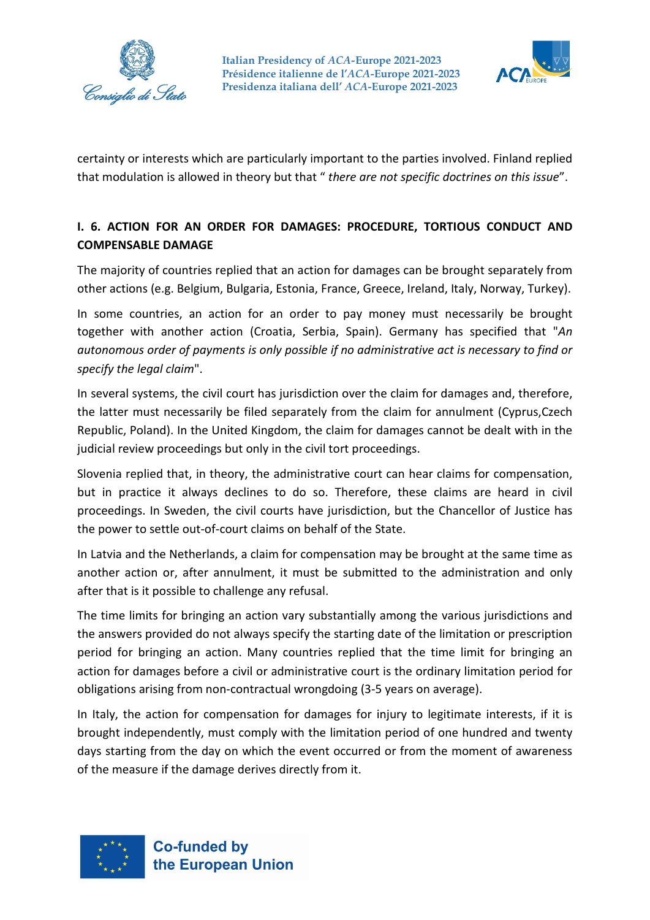certainty or interests which are particularly important to the parties involved. Finland replied that modulation is allowed in theory but that " *there are not specific doctrines on this issue*".

## I. 6. ACTION FOR AN ORDER FOR DAMAGES: PROCEDURE, TORTIOUS CONDUCT AND COMPENSABLE DAMAGE

The majority of countries replied that an action for damages can be brought separately from other actions (e.g. Belgium, Bulgaria, Estonia, France, Greece, Ireland, Italy, Norway, Turkey).

In some countries, an action for an order to pay money must necessarily be brought together with another action (Croatia, Serbia, Spain). Germany has specified that "*An autonomous order of payments is only possible if no administrative act is necessary to find or specify the legal claim*".

In several systems, the civil court has jurisdiction over the claim for damages and, therefore, the latter must necessarily be filed separately from the claim for annulment (Cyprus,Czech Republic, Poland). In the United Kingdom, the claim for damages cannot be dealt with in the judicial review proceedings but only in the civil tort proceedings.

Slovenia replied that, in theory, the administrative court can hear claims for compensation, but in practice it always declines to do so. Therefore, these claims are heard in civil proceedings. In Sweden, the civil courts have jurisdiction, but the Chancellor of Justice has the power to settle out-of-court claims on behalf of the State.

In Latvia and the Netherlands, a claim for compensation may be brought at the same time as another action or, after annulment, it must be submitted to the administration and only after that is it possible to challenge any refusal.

The time limits for bringing an action vary substantially among the various jurisdictions and the answers provided do not always specify the starting date of the limitation or prescription period for bringing an action. Many countries replied that the time limit for bringing an action for damages before a civil or administrative court is the ordinary limitation period for obligations arising from non-contractual wrongdoing (3-5 years on average).

In Italy, the action for compensation for damages for injury to legitimate interests, if it is brought independently, must comply with the limitation period of one hundred and twenty days starting from the day on which the event occurred or from the moment of awareness of the measure if the damage derives directly from it.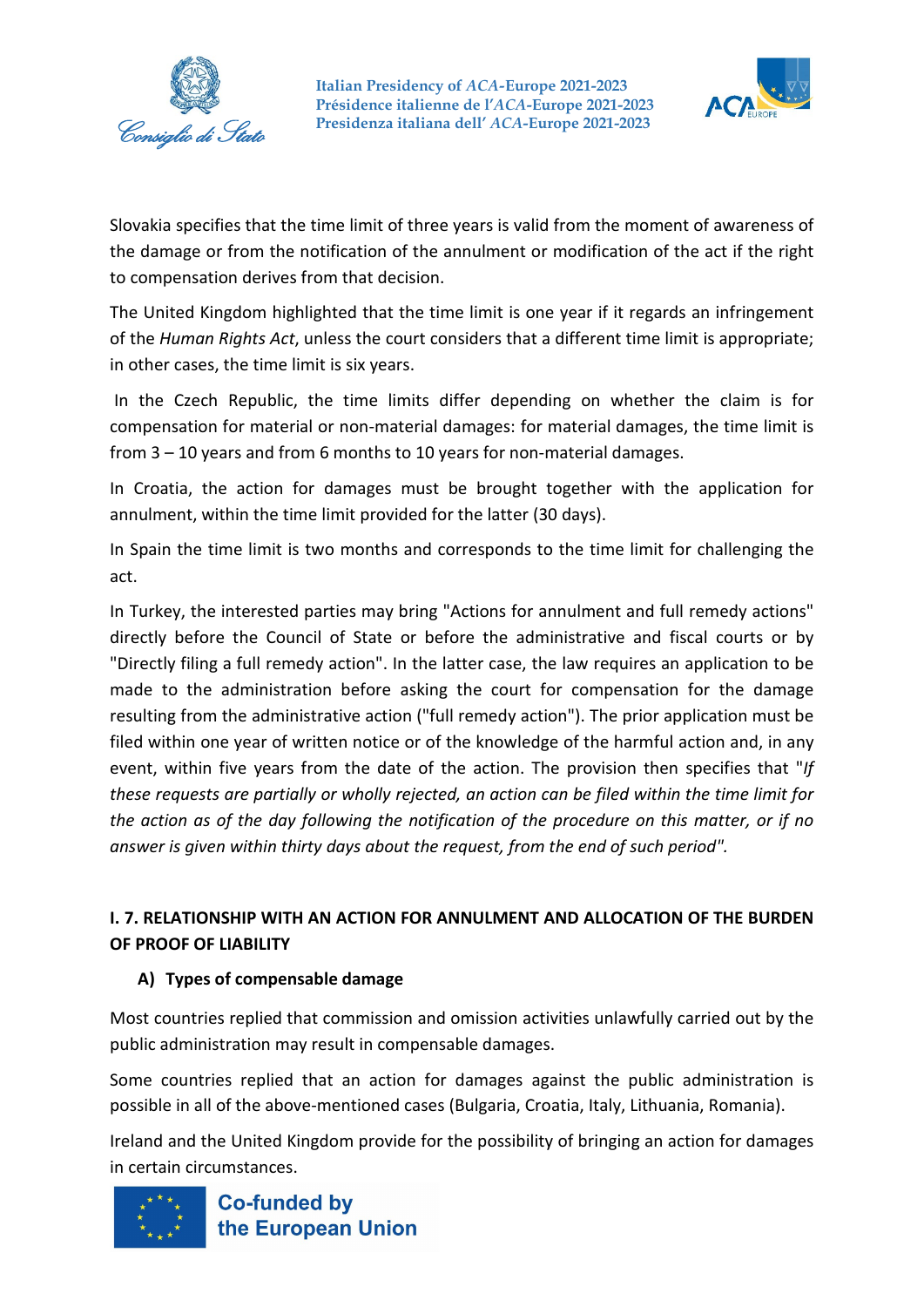Slovakia specifies that the time limit of three years is valid from the moment of awareness of the damage or from the notification of the annulment or modification of the act if the right to compensation derives from that decision.

The United Kingdom highlighted that the time limit is one year if it regards an infringement of the *Human Rights Act*, unless the court considers that a different time limit is appropriate; in other cases, the time limit is six years.

In the Czech Republic, the time limits differ depending on whether the claim is for compensation for material or non-material damages: for material damages, the time limit is from 3 – 10 years and from 6 months to 10 years for non-material damages.

In Croatia, the action for damages must be brought together with the application for annulment, within the time limit provided for the latter (30 days).

In Spain the time limit is two months and corresponds to the time limit for challenging the act.

In Turkey, the interested parties may bring "Actions for annulment and full remedy actions" directly before the Council of State or before the administrative and fiscal courts or by "Directly filing a full remedy action". In the latter case, the law requires an application to be made to the administration before asking the court for compensation for the damage resulting from the administrative action ("full remedy action"). The prior application must be filed within one year of written notice or of the knowledge of the harmful action and, in any event, within five years from the date of the action. The provision then specifies that "*If these requests are partially or wholly rejected, an action can be filed within the time limit for the action as of the day following the notification of the procedure on this matter, or if no answer is given within thirty days about the request, from the end of such period".*

## I. 7. RELATIONSHIP WITH AN ACTION FOR ANNULMENT AND ALLOCATION OF THE BURDEN OF PROOF OF LIABILITY

### A) Types of compensable damage

Most countries replied that commission and omission activities unlawfully carried out by the public administration may result in compensable damages.

Some countries replied that an action for damages against the public administration is possible in all of the above-mentioned cases (Bulgaria, Croatia, Italy, Lithuania, Romania).

Ireland and the United Kingdom provide for the possibility of bringing an action for damages in certain circumstances.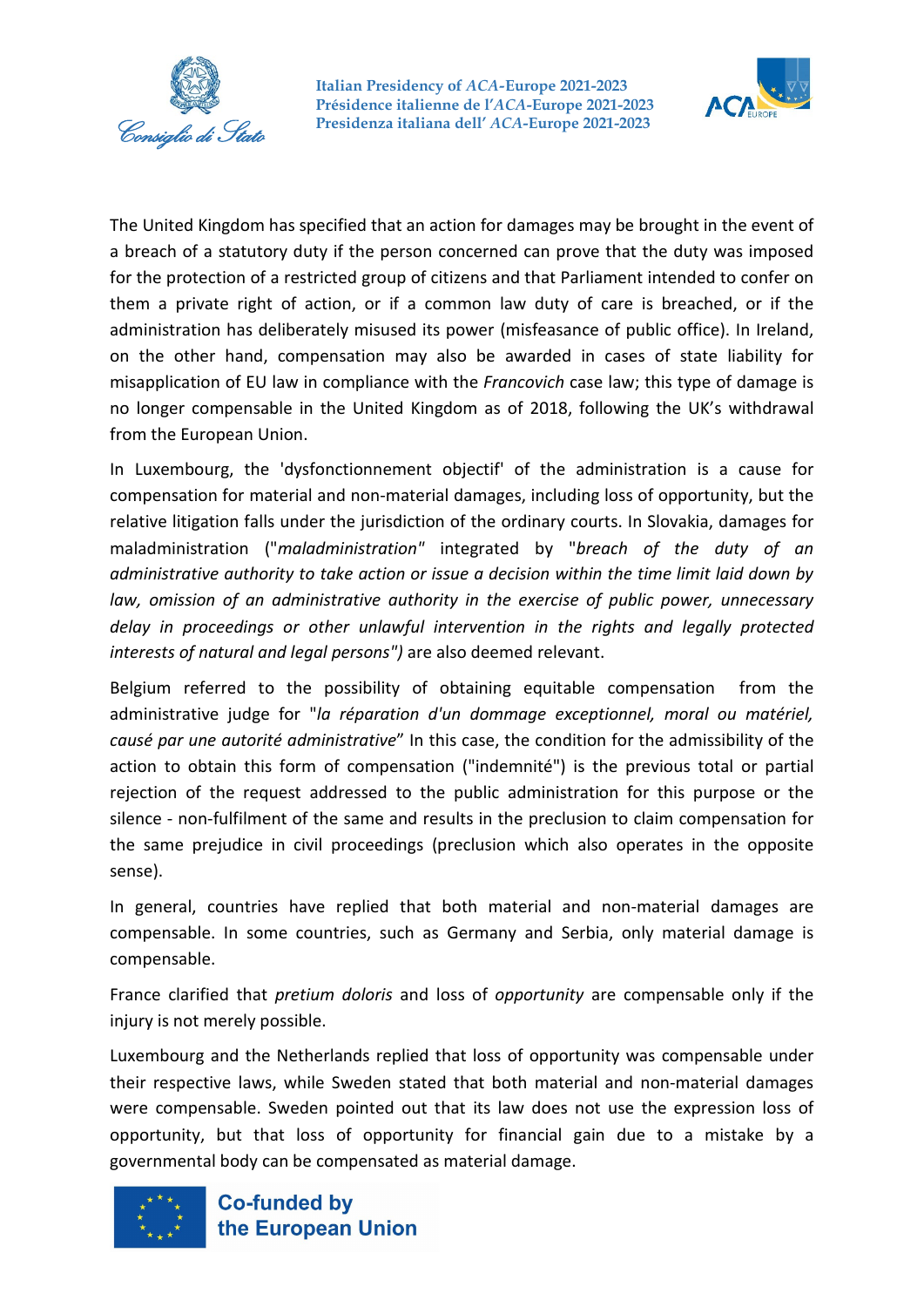The United Kingdom has specified that an action for damages may be brought in the event of a breach of a statutory duty if the person concerned can prove that the duty was imposed for the protection of a restricted group of citizens and that Parliament intended to confer on them a private right of action, or if a common law duty of care is breached, or if the administration has deliberately misused its power (misfeasance of public office). In Ireland, on the other hand, compensation may also be awarded in cases of state liability for misapplication of EU law in compliance with the *Francovich* case law; this type of damage is no longer compensable in the United Kingdom as of 2018, following the UK's withdrawal from the European Union.

In Luxembourg, the 'dysfonctionnement objectif' of the administration is a cause for compensation for material and non-material damages, including loss of opportunity, but the relative litigation falls under the jurisdiction of the ordinary courts. In Slovakia, damages for maladministration ("*maladministration*" integrated by "*breach of the duty of an administrative authority to take action or issue a decision within the time limit laid down by law, omission of an administrative authority in the exercise of public power, unnecessary delay in proceedings or other unlawful intervention in the rights and legally protected interests of natural and legal persons")* are also deemed relevant.

Belgium referred to the possibility of obtaining equitable compensation from the administrative judge for "*la réparation d'un dommage exceptionnel, moral ou matériel, causé par une autorité administrative*" In this case, the condition for the admissibility of the action to obtain this form of compensation ("indemnité") is the previous total or partial rejection of the request addressed to the public administration for this purpose or the silence - non-fulfilment of the same and results in the preclusion to claim compensation for the same prejudice in civil proceedings (preclusion which also operates in the opposite sense).

In general, countries have replied that both material and non-material damages are compensable. In some countries, such as Germany and Serbia, only material damage is compensable.

France clarified that *pretium doloris* and loss of *opportunity* are compensable only if the injury is not merely possible.

Luxembourg and the Netherlands replied that loss of opportunity was compensable under their respective laws, while Sweden stated that both material and non-material damages were compensable. Sweden pointed out that its law does not use the expression loss of opportunity, but that loss of opportunity for financial gain due to a mistake by a governmental body can be compensated as material damage.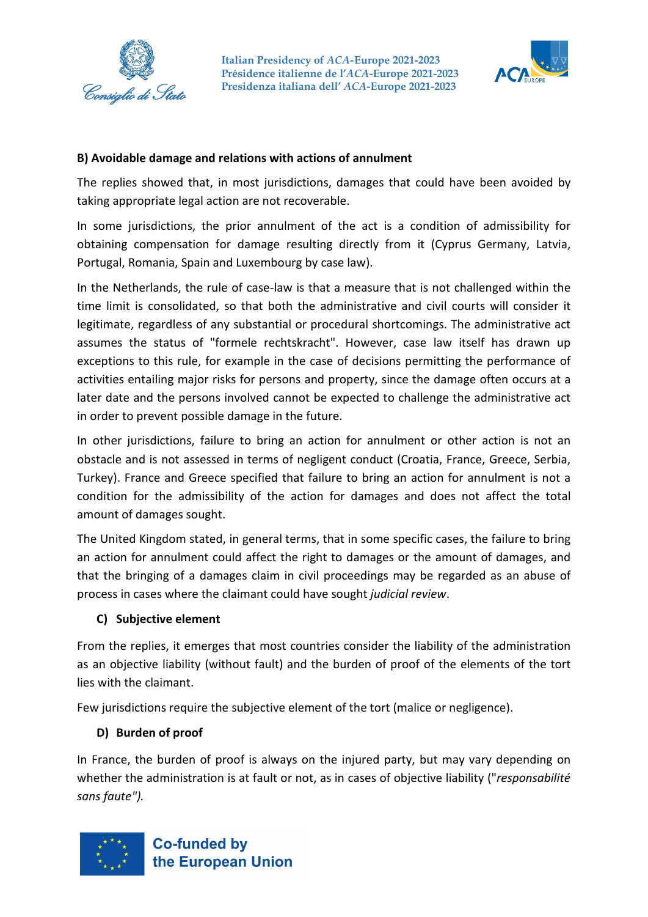### B) Avoidable damage and relations with actions of annulment

The replies showed that, in most jurisdictions, damages that could have been avoided by taking appropriate legal action are not recoverable.

In some jurisdictions, the prior annulment of the act is a condition of admissibility for obtaining compensation for damage resulting directly from it (Cyprus Germany, Latvia, Portugal, Romania, Spain and Luxembourg by case law).

In the Netherlands, the rule of case-law is that a measure that is not challenged within the time limit is consolidated, so that both the administrative and civil courts will consider it legitimate, regardless of any substantial or procedural shortcomings. The administrative act assumes the status of "formele rechtskracht". However, case law itself has drawn up exceptions to this rule, for example in the case of decisions permitting the performance of activities entailing major risks for persons and property, since the damage often occurs at a later date and the persons involved cannot be expected to challenge the administrative act in order to prevent possible damage in the future.

In other jurisdictions, failure to bring an action for annulment or other action is not an obstacle and is not assessed in terms of negligent conduct (Croatia, France, Greece, Serbia, Turkey). France and Greece specified that failure to bring an action for annulment is not a condition for the admissibility of the action for damages and does not affect the total amount of damages sought.

The United Kingdom stated, in general terms, that in some specific cases, the failure to bring an action for annulment could affect the right to damages or the amount of damages, and that the bringing of a damages claim in civil proceedings may be regarded as an abuse of process in cases where the claimant could have sought *judicial review*.

### C) Subjective element

From the replies, it emerges that most countries consider the liability of the administration as an objective liability (without fault) and the burden of proof of the elements of the tort lies with the claimant.

Few jurisdictions require the subjective element of the tort (malice or negligence).

### D) Burden of proof

In France, the burden of proof is always on the injured party, but may vary depending on whether the administration is at fault or not, as in cases of objective liability ("*responsabilité sans faute").*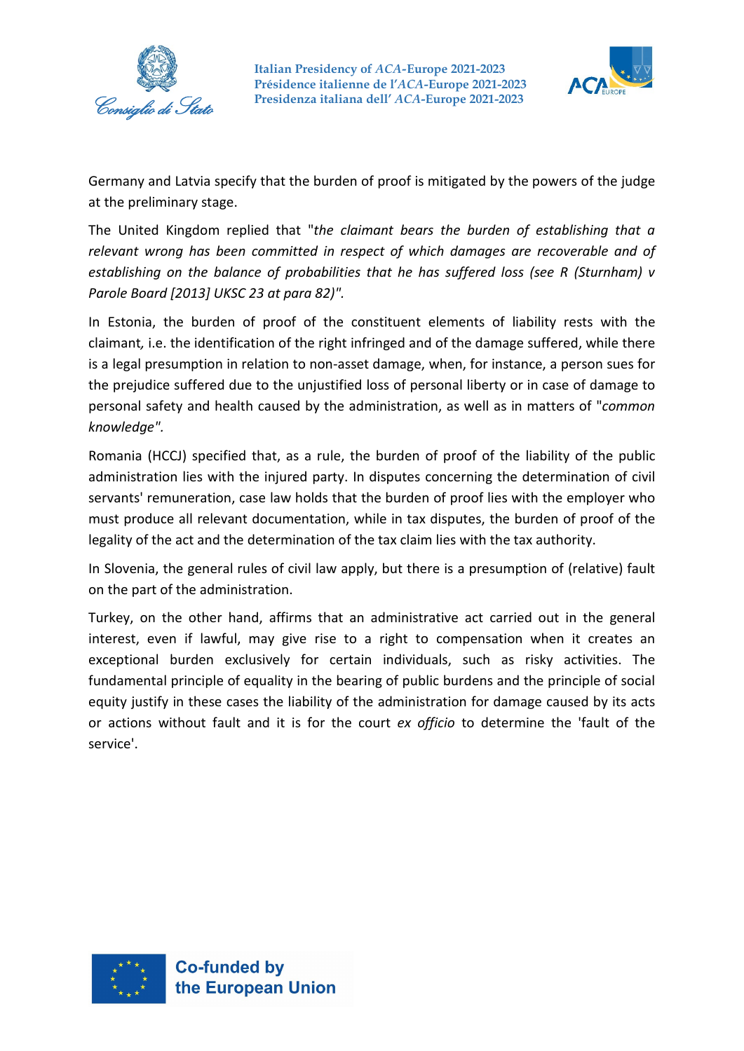Germany and Latvia specify that the burden of proof is mitigated by the powers of the judge at the preliminary stage.

The United Kingdom replied that "*the claimant bears the burden of establishing that a relevant wrong has been committed in respect of which damages are recoverable and of establishing on the balance of probabilities that he has suffered loss (see R (Sturnham) v Parole Board [2013] UKSC 23 at para 82)".*

In Estonia, the burden of proof of the constituent elements of liability rests with the claimant*,* i.e. the identification of the right infringed and of the damage suffered, while there is a legal presumption in relation to non-asset damage, when, for instance, a person sues for the prejudice suffered due to the unjustified loss of personal liberty or in case of damage to personal safety and health caused by the administration, as well as in matters of "*common knowledge".*

Romania (HCCJ) specified that, as a rule, the burden of proof of the liability of the public administration lies with the injured party. In disputes concerning the determination of civil servants' remuneration, case law holds that the burden of proof lies with the employer who must produce all relevant documentation, while in tax disputes, the burden of proof of the legality of the act and the determination of the tax claim lies with the tax authority.

In Slovenia, the general rules of civil law apply, but there is a presumption of (relative) fault on the part of the administration.

Turkey, on the other hand, affirms that an administrative act carried out in the general interest, even if lawful, may give rise to a right to compensation when it creates an exceptional burden exclusively for certain individuals, such as risky activities. The fundamental principle of equality in the bearing of public burdens and the principle of social equity justify in these cases the liability of the administration for damage caused by its acts or actions without fault and it is for the court *ex officio* to determine the 'fault of the service'.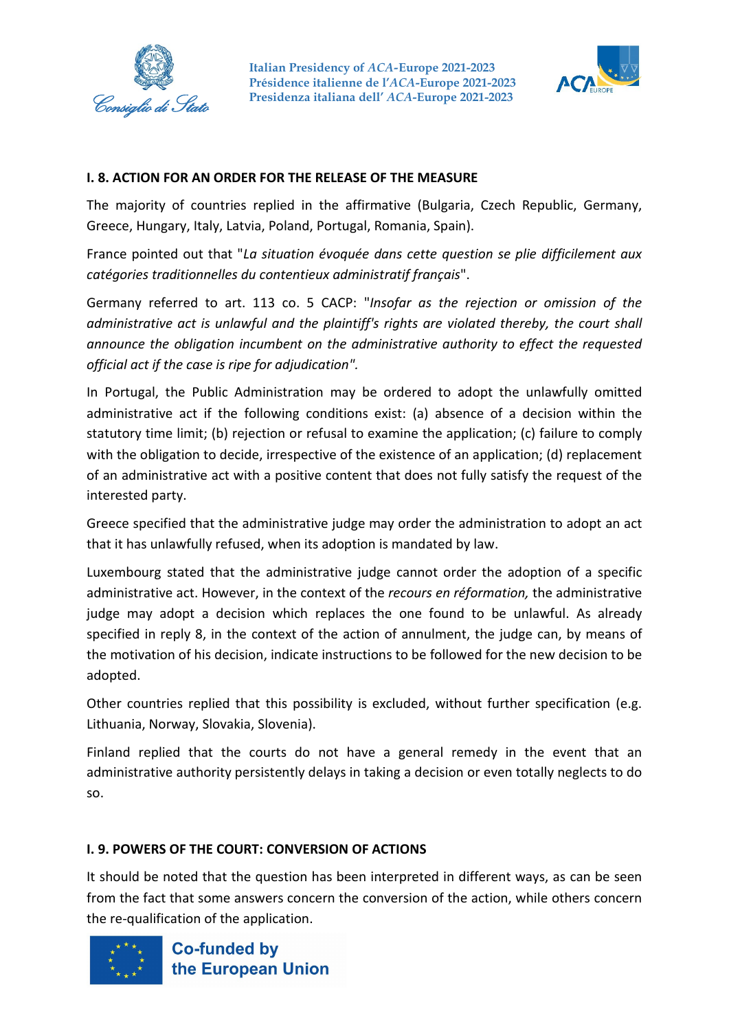### I. 8. ACTION FOR AN ORDER FOR THE RELEASE OF THE MEASURE

The majority of countries replied in the affirmative (Bulgaria, Czech Republic, Germany, Greece, Hungary, Italy, Latvia, Poland, Portugal, Romania, Spain).

France pointed out that "*La situation évoquée dans cette question se plie difficilement aux catégories traditionnelles du contentieux administratif français*".

Germany referred to art. 113 co. 5 CACP: "*Insofar as the rejection or omission of the administrative act is unlawful and the plaintiff's rights are violated thereby, the court shall announce the obligation incumbent on the administrative authority to effect the requested official act if the case is ripe for adjudication".*

In Portugal, the Public Administration may be ordered to adopt the unlawfully omitted administrative act if the following conditions exist: (a) absence of a decision within the statutory time limit; (b) rejection or refusal to examine the application; (c) failure to comply with the obligation to decide, irrespective of the existence of an application; (d) replacement of an administrative act with a positive content that does not fully satisfy the request of the interested party.

Greece specified that the administrative judge may order the administration to adopt an act that it has unlawfully refused, when its adoption is mandated by law.

Luxembourg stated that the administrative judge cannot order the adoption of a specific administrative act. However, in the context of the *recours en réformation,* the administrative judge may adopt a decision which replaces the one found to be unlawful. As already specified in reply 8, in the context of the action of annulment, the judge can, by means of the motivation of his decision, indicate instructions to be followed for the new decision to be adopted.

Other countries replied that this possibility is excluded, without further specification (e.g. Lithuania, Norway, Slovakia, Slovenia).

Finland replied that the courts do not have a general remedy in the event that an administrative authority persistently delays in taking a decision or even totally neglects to do so.

### I. 9. POWERS OF THE COURT: CONVERSION OF ACTIONS

It should be noted that the question has been interpreted in different ways, as can be seen from the fact that some answers concern the conversion of the action, while others concern the re-qualification of the application.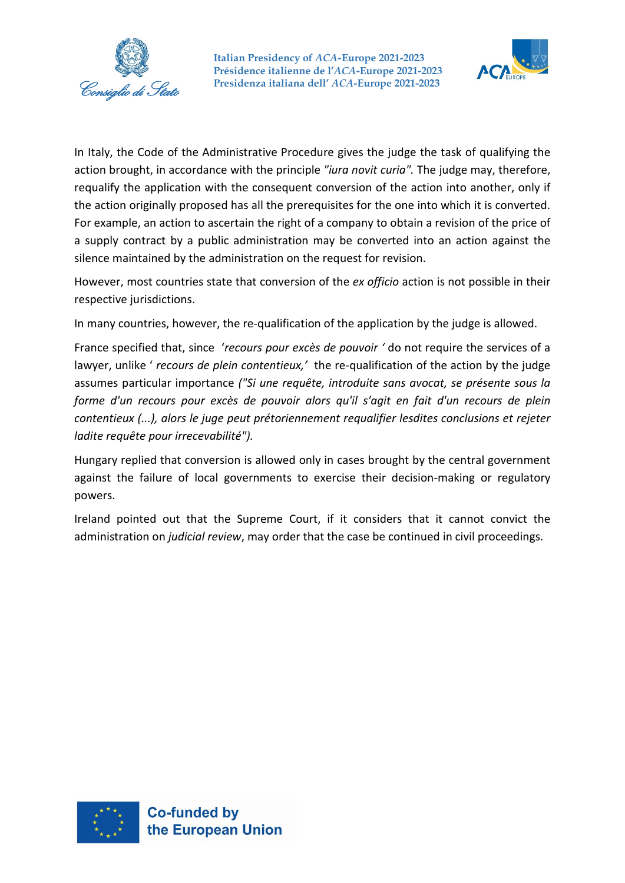In Italy, the Code of the Administrative Procedure gives the judge the task of qualifying the action brought, in accordance with the principle *"iura novit curia".* The judge may, therefore, requalify the application with the consequent conversion of the action into another, only if the action originally proposed has all the prerequisites for the one into which it is converted. For example, an action to ascertain the right of a company to obtain a revision of the price of a supply contract by a public administration may be converted into an action against the silence maintained by the administration on the request for revision.

However, most countries state that conversion of the *ex officio* action is not possible in their respective jurisdictions.

In many countries, however, the re-qualification of the application by the judge is allowed.

France specified that, since ‘*recours pour excès de pouvoir* ’ do not require the services of a lawyer, unlike ‘ *recours de plein contentieux,*’ the re-qualification of the action by the judge assumes particular importance *("Si une requête, introduite sans avocat, se présente sous la forme d'un recours pour excès de pouvoir alors qu'il s'agit en fait d'un recours de plein contentieux (...), alors le juge peut prétoriennement requalifier lesdites conclusions et rejeter ladite requête pour irrecevabilité").*

Hungary replied that conversion is allowed only in cases brought by the central government against the failure of local governments to exercise their decision-making or regulatory powers.

Ireland pointed out that the Supreme Court, if it considers that it cannot convict the administration on *judicial review*, may order that the case be continued in civil proceedings.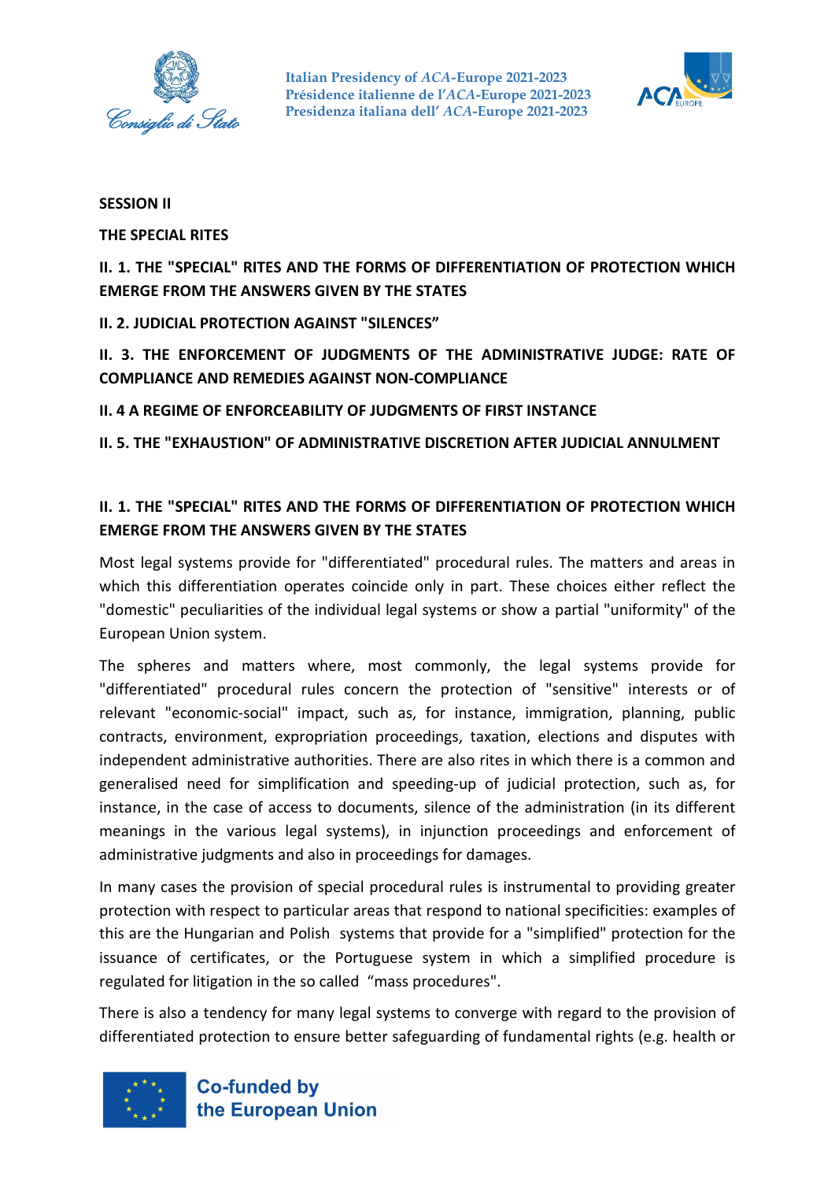**SESSION II**

**THE SPECIAL RITES**

**II. 1. THE "SPECIAL" RITES AND THE FORMS OF DIFFERENTIATION OF PROTECTION WHICH EMERGE FROM THE ANSWERS GIVEN BY THE STATES**

**II. 2. JUDICIAL PROTECTION AGAINST "SILENCES"**

**II. 3. THE ENFORCEMENT OF JUDGMENTS OF THE ADMINISTRATIVE JUDGE: RATE OF COMPLIANCE AND REMEDIES AGAINST NON-COMPLIANCE**

**II. 4 A REGIME OF ENFORCEABILITY OF JUDGMENTS OF FIRST INSTANCE**

**II. 5. THE "EXHAUSTION" OF ADMINISTRATIVE DISCRETION AFTER JUDICIAL ANNULMENT**

## II. 1. THE "SPECIAL" RITES AND THE FORMS OF DIFFERENTIATION OF PROTECTION WHICH EMERGE FROM THE ANSWERS GIVEN BY THE STATES

Most legal systems provide for "differentiated" procedural rules. The matters and areas in which this differentiation operates coincide only in part. These choices either reflect the "domestic" peculiarities of the individual legal systems or show a partial "uniformity" of the European Union system.

The spheres and matters where, most commonly, the legal systems provide for "differentiated" procedural rules concern the protection of "sensitive" interests or of relevant "economic-social" impact, such as, for instance, immigration, planning, public contracts, environment, expropriation proceedings, taxation, elections and disputes with independent administrative authorities. There are also rites in which there is a common and generalised need for simplification and speeding-up of judicial protection, such as, for instance, in the case of access to documents, silence of the administration (in its different meanings in the various legal systems), in injunction proceedings and enforcement of administrative judgments and also in proceedings for damages.

In many cases the provision of special procedural rules is instrumental to providing greater protection with respect to particular areas that respond to national specificities: examples of this are the Hungarian and Polish systems that provide for a "simplified" protection for the issuance of certificates, or the Portuguese system in which a simplified procedure is regulated for litigation in the so called "mass procedures".

There is also a tendency for many legal systems to converge with regard to the provision of differentiated protection to ensure better safeguarding of fundamental rights (e.g. health or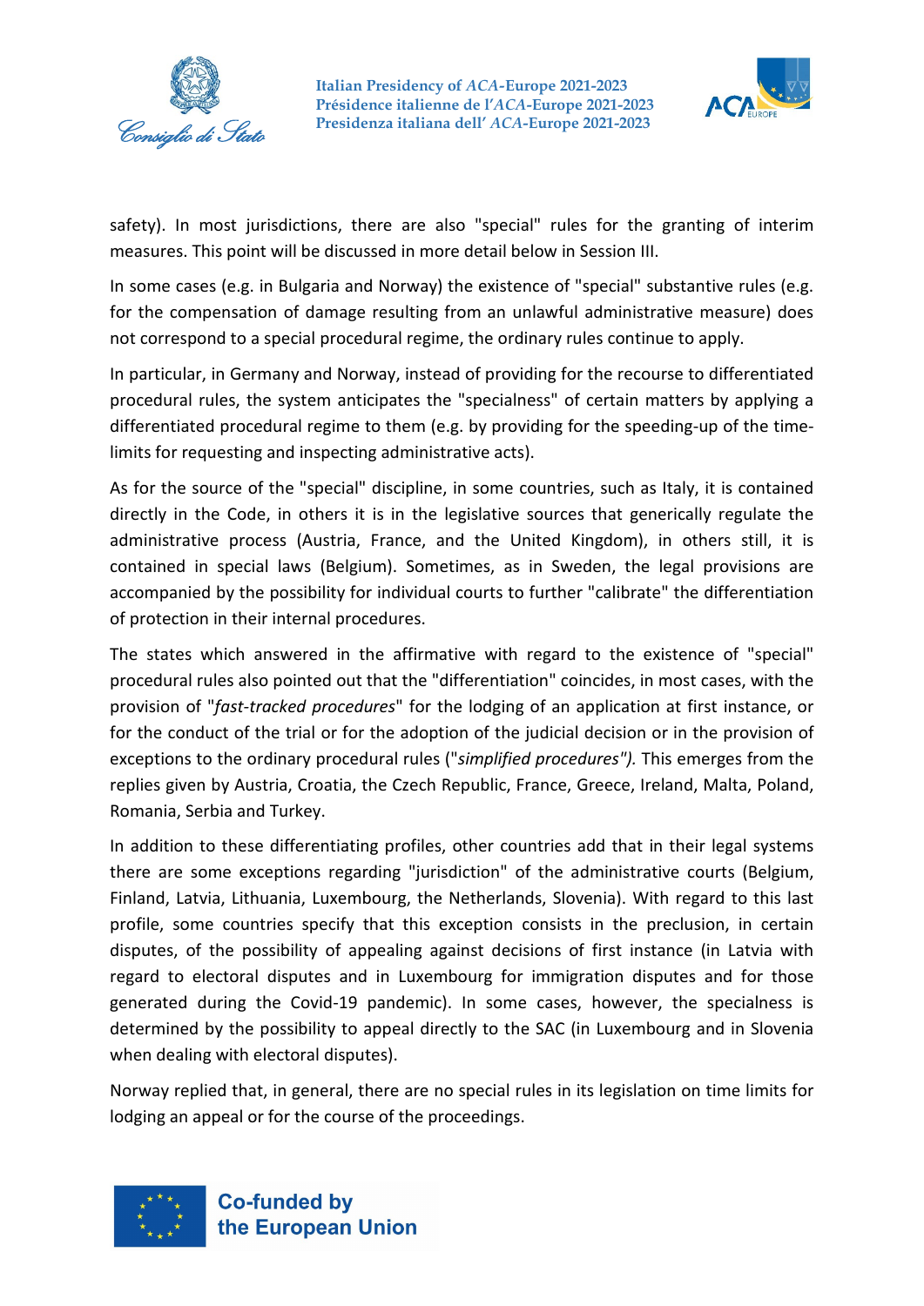safety). In most jurisdictions, there are also "special" rules for the granting of interim measures. This point will be discussed in more detail below in Session III.

In some cases (e.g. in Bulgaria and Norway) the existence of "special" substantive rules (e.g. for the compensation of damage resulting from an unlawful administrative measure) does not correspond to a special procedural regime, the ordinary rules continue to apply.

In particular, in Germany and Norway, instead of providing for the recourse to differentiated procedural rules, the system anticipates the "specialness" of certain matters by applying a differentiated procedural regime to them (e.g. by providing for the speeding-up of the time-limits for requesting and inspecting administrative acts).

As for the source of the "special" discipline, in some countries, such as Italy, it is contained directly in the Code, in others it is in the legislative sources that generically regulate the administrative process (Austria, France, and the United Kingdom), in others still, it is contained in special laws (Belgium). Sometimes, as in Sweden, the legal provisions are accompanied by the possibility for individual courts to further "calibrate" the differentiation of protection in their internal procedures.

The states which answered in the affirmative with regard to the existence of "special" procedural rules also pointed out that the "differentiation" coincides, in most cases, with the provision of "*fast-tracked procedures*" for the lodging of an application at first instance, or for the conduct of the trial or for the adoption of the judicial decision or in the provision of exceptions to the ordinary procedural rules ("*simplified procedures").* This emerges from the replies given by Austria, Croatia, the Czech Republic, France, Greece, Ireland, Malta, Poland, Romania, Serbia and Turkey.

In addition to these differentiating profiles, other countries add that in their legal systems there are some exceptions regarding "jurisdiction" of the administrative courts (Belgium, Finland, Latvia, Lithuania, Luxembourg, the Netherlands, Slovenia). With regard to this last profile, some countries specify that this exception consists in the preclusion, in certain disputes, of the possibility of appealing against decisions of first instance (in Latvia with regard to electoral disputes and in Luxembourg for immigration disputes and for those generated during the Covid-19 pandemic). In some cases, however, the specialness is determined by the possibility to appeal directly to the SAC (in Luxembourg and in Slovenia when dealing with electoral disputes).

Norway replied that, in general, there are no special rules in its legislation on time limits for lodging an appeal or for the course of the proceedings.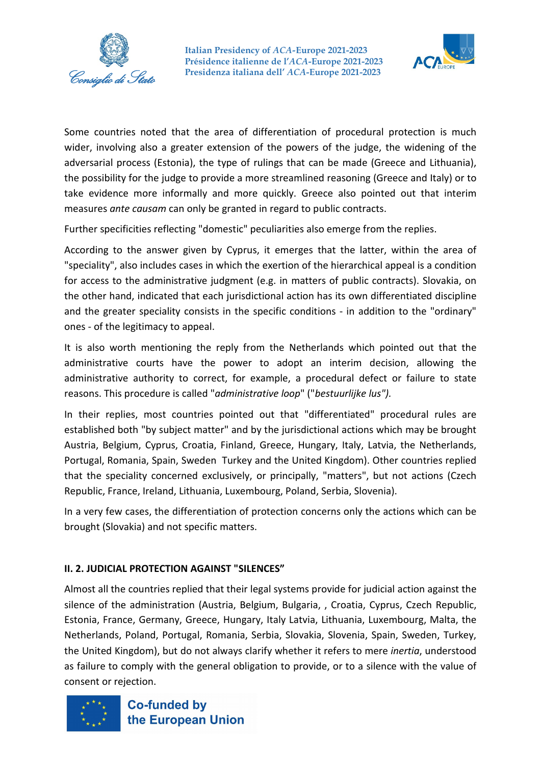Some countries noted that the area of differentiation of procedural protection is much wider, involving also a greater extension of the powers of the judge, the widening of the adversarial process (Estonia), the type of rulings that can be made (Greece and Lithuania), the possibility for the judge to provide a more streamlined reasoning (Greece and Italy) or to take evidence more informally and more quickly. Greece also pointed out that interim measures *ante causam* can only be granted in regard to public contracts.

Further specificities reflecting "domestic" peculiarities also emerge from the replies.

According to the answer given by Cyprus, it emerges that the latter, within the area of "speciality", also includes cases in which the exertion of the hierarchical appeal is a condition for access to the administrative judgment (e.g. in matters of public contracts). Slovakia, on the other hand, indicated that each jurisdictional action has its own differentiated discipline and the greater speciality consists in the specific conditions - in addition to the "ordinary" ones - of the legitimacy to appeal.

It is also worth mentioning the reply from the Netherlands which pointed out that the administrative courts have the power to adopt an interim decision, allowing the administrative authority to correct, for example, a procedural defect or failure to state reasons. This procedure is called "*administrative loop*" ("*bestuurlijke lus").*

In their replies, most countries pointed out that "differentiated" procedural rules are established both "by subject matter" and by the jurisdictional actions which may be brought Austria, Belgium, Cyprus, Croatia, Finland, Greece, Hungary, Italy, Latvia, the Netherlands, Portugal, Romania, Spain, Sweden Turkey and the United Kingdom). Other countries replied that the speciality concerned exclusively, or principally, "matters", but not actions (Czech Republic, France, Ireland, Lithuania, Luxembourg, Poland, Serbia, Slovenia).

In a very few cases, the differentiation of protection concerns only the actions which can be brought (Slovakia) and not specific matters.

### II. 2. JUDICIAL PROTECTION AGAINST "SILENCES”

Almost all the countries replied that their legal systems provide for judicial action against the silence of the administration (Austria, Belgium, Bulgaria, , Croatia, Cyprus, Czech Republic, Estonia, France, Germany, Greece, Hungary, Italy Latvia, Lithuania, Luxembourg, Malta, the Netherlands, Poland, Portugal, Romania, Serbia, Slovakia, Slovenia, Spain, Sweden, Turkey, the United Kingdom), but do not always clarify whether it refers to mere *inertia*, understood as failure to comply with the general obligation to provide, or to a silence with the value of consent or rejection.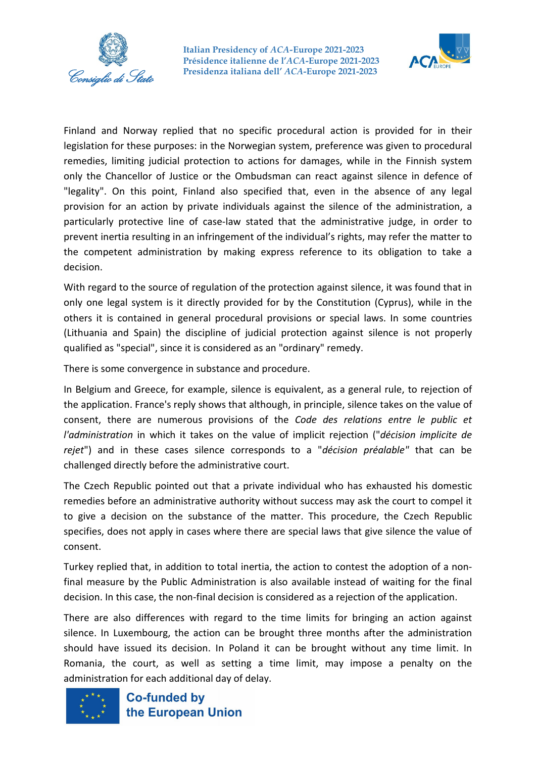Finland and Norway replied that no specific procedural action is provided for in their legislation for these purposes: in the Norwegian system, preference was given to procedural remedies, limiting judicial protection to actions for damages, while in the Finnish system only the Chancellor of Justice or the Ombudsman can react against silence in defence of "legality". On this point, Finland also specified that, even in the absence of any legal provision for an action by private individuals against the silence of the administration, a particularly protective line of case-law stated that the administrative judge, in order to prevent inertia resulting in an infringement of the individual's rights, may refer the matter to the competent administration by making express reference to its obligation to take a decision.

With regard to the source of regulation of the protection against silence, it was found that in only one legal system is it directly provided for by the Constitution (Cyprus), while in the others it is contained in general procedural provisions or special laws. In some countries (Lithuania and Spain) the discipline of judicial protection against silence is not properly qualified as "special", since it is considered as an "ordinary" remedy.

There is some convergence in substance and procedure.

In Belgium and Greece, for example, silence is equivalent, as a general rule, to rejection of the application. France's reply shows that although, in principle, silence takes on the value of consent, there are numerous provisions of the *Code des relations entre le public et l'administration* in which it takes on the value of implicit rejection ("*décision implicite de rejet*") and in these cases silence corresponds to a "*décision préalable"* that can be challenged directly before the administrative court.

The Czech Republic pointed out that a private individual who has exhausted his domestic remedies before an administrative authority without success may ask the court to compel it to give a decision on the substance of the matter. This procedure, the Czech Republic specifies, does not apply in cases where there are special laws that give silence the value of consent.

Turkey replied that, in addition to total inertia, the action to contest the adoption of a non-final measure by the Public Administration is also available instead of waiting for the final decision. In this case, the non-final decision is considered as a rejection of the application.

There are also differences with regard to the time limits for bringing an action against silence. In Luxembourg, the action can be brought three months after the administration should have issued its decision. In Poland it can be brought without any time limit. In Romania, the court, as well as setting a time limit, may impose a penalty on the administration for each additional day of delay.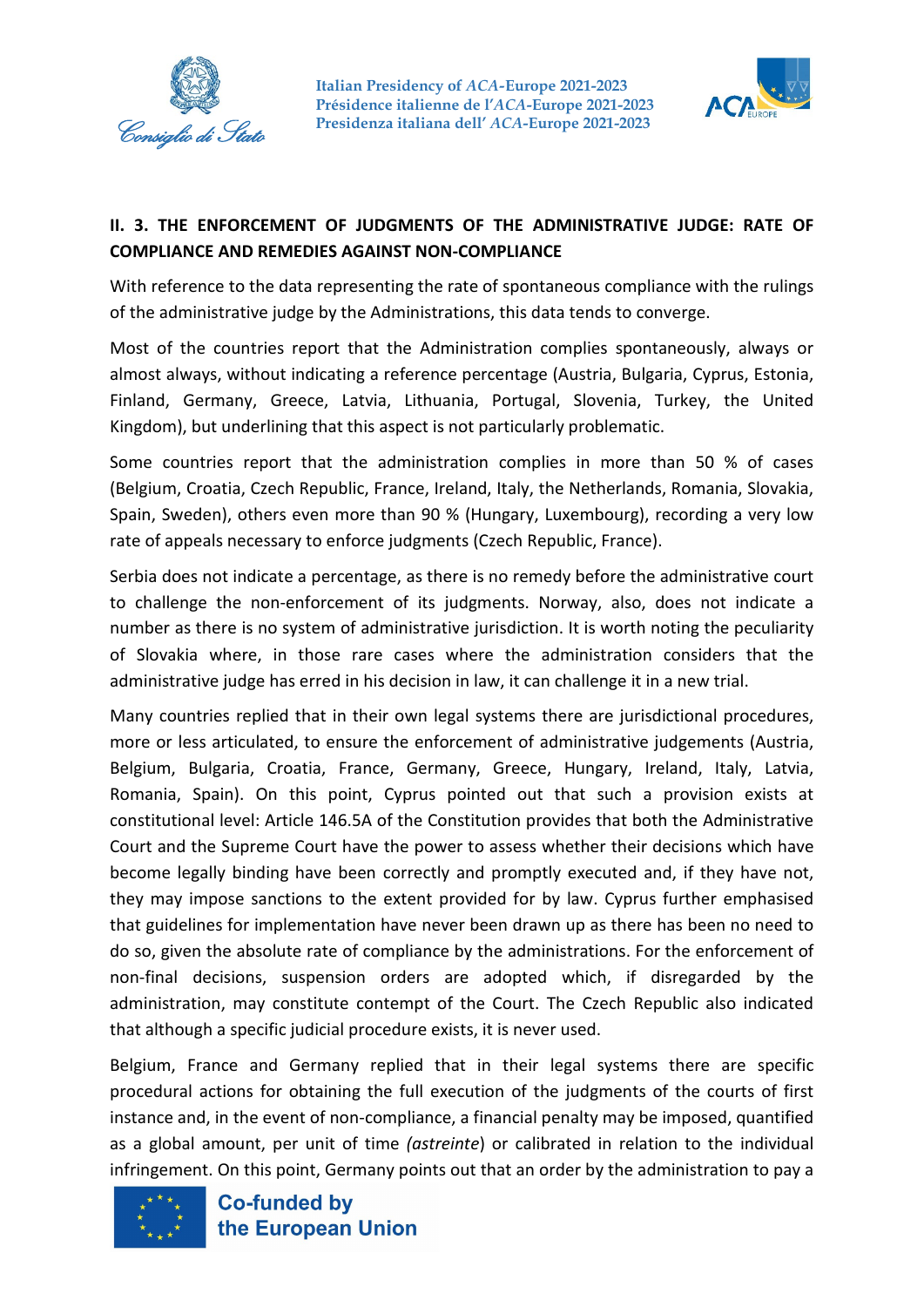## II. 3. THE ENFORCEMENT OF JUDGMENTS OF THE ADMINISTRATIVE JUDGE: RATE OF COMPLIANCE AND REMEDIES AGAINST NON-COMPLIANCE

With reference to the data representing the rate of spontaneous compliance with the rulings of the administrative judge by the Administrations, this data tends to converge.

Most of the countries report that the Administration complies spontaneously, always or almost always, without indicating a reference percentage (Austria, Bulgaria, Cyprus, Estonia, Finland, Germany, Greece, Latvia, Lithuania, Portugal, Slovenia, Turkey, the United Kingdom), but underlining that this aspect is not particularly problematic.

Some countries report that the administration complies in more than 50 % of cases (Belgium, Croatia, Czech Republic, France, Ireland, Italy, the Netherlands, Romania, Slovakia, Spain, Sweden), others even more than 90 % (Hungary, Luxembourg), recording a very low rate of appeals necessary to enforce judgments (Czech Republic, France).

Serbia does not indicate a percentage, as there is no remedy before the administrative court to challenge the non-enforcement of its judgments. Norway, also, does not indicate a number as there is no system of administrative jurisdiction. It is worth noting the peculiarity of Slovakia where, in those rare cases where the administration considers that the administrative judge has erred in his decision in law, it can challenge it in a new trial.

Many countries replied that in their own legal systems there are jurisdictional procedures, more or less articulated, to ensure the enforcement of administrative judgements (Austria, Belgium, Bulgaria, Croatia, France, Germany, Greece, Hungary, Ireland, Italy, Latvia, Romania, Spain). On this point, Cyprus pointed out that such a provision exists at constitutional level: Article 146.5A of the Constitution provides that both the Administrative Court and the Supreme Court have the power to assess whether their decisions which have become legally binding have been correctly and promptly executed and, if they have not, they may impose sanctions to the extent provided for by law. Cyprus further emphasised that guidelines for implementation have never been drawn up as there has been no need to do so, given the absolute rate of compliance by the administrations. For the enforcement of non-final decisions, suspension orders are adopted which, if disregarded by the administration, may constitute contempt of the Court. The Czech Republic also indicated that although a specific judicial procedure exists, it is never used.

Belgium, France and Germany replied that in their legal systems there are specific procedural actions for obtaining the full execution of the judgments of the courts of first instance and, in the event of non-compliance, a financial penalty may be imposed, quantified as a global amount, per unit of time (*astreinte*) or calibrated in relation to the individual infringement. On this point, Germany points out that an order by the administration to pay a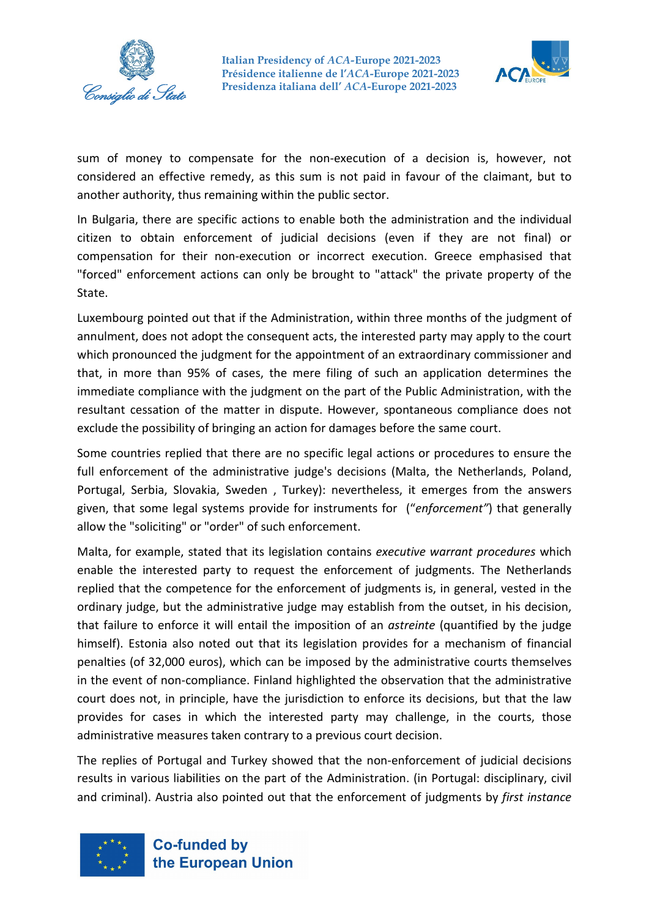sum of money to compensate for the non-execution of a decision is, however, not considered an effective remedy, as this sum is not paid in favour of the claimant, but to another authority, thus remaining within the public sector.

In Bulgaria, there are specific actions to enable both the administration and the individual citizen to obtain enforcement of judicial decisions (even if they are not final) or compensation for their non-execution or incorrect execution. Greece emphasised that "forced" enforcement actions can only be brought to "attack" the private property of the State.

Luxembourg pointed out that if the Administration, within three months of the judgment of annulment, does not adopt the consequent acts, the interested party may apply to the court which pronounced the judgment for the appointment of an extraordinary commissioner and that, in more than 95% of cases, the mere filing of such an application determines the immediate compliance with the judgment on the part of the Public Administration, with the resultant cessation of the matter in dispute. However, spontaneous compliance does not exclude the possibility of bringing an action for damages before the same court.

Some countries replied that there are no specific legal actions or procedures to ensure the full enforcement of the administrative judge's decisions (Malta, the Netherlands, Poland, Portugal, Serbia, Slovakia, Sweden , Turkey): nevertheless, it emerges from the answers given, that some legal systems provide for instruments for (*"enforcement"*) that generally allow the "soliciting" or "order" of such enforcement.

Malta, for example, stated that its legislation contains *executive warrant procedures* which enable the interested party to request the enforcement of judgments. The Netherlands replied that the competence for the enforcement of judgments is, in general, vested in the ordinary judge, but the administrative judge may establish from the outset, in his decision, that failure to enforce it will entail the imposition of an *astreinte* (quantified by the judge himself). Estonia also noted out that its legislation provides for a mechanism of financial penalties (of 32,000 euros), which can be imposed by the administrative courts themselves in the event of non-compliance. Finland highlighted the observation that the administrative court does not, in principle, have the jurisdiction to enforce its decisions, but that the law provides for cases in which the interested party may challenge, in the courts, those administrative measures taken contrary to a previous court decision.

The replies of Portugal and Turkey showed that the non-enforcement of judicial decisions results in various liabilities on the part of the Administration. (in Portugal: disciplinary, civil and criminal). Austria also pointed out that the enforcement of judgments by *first instance*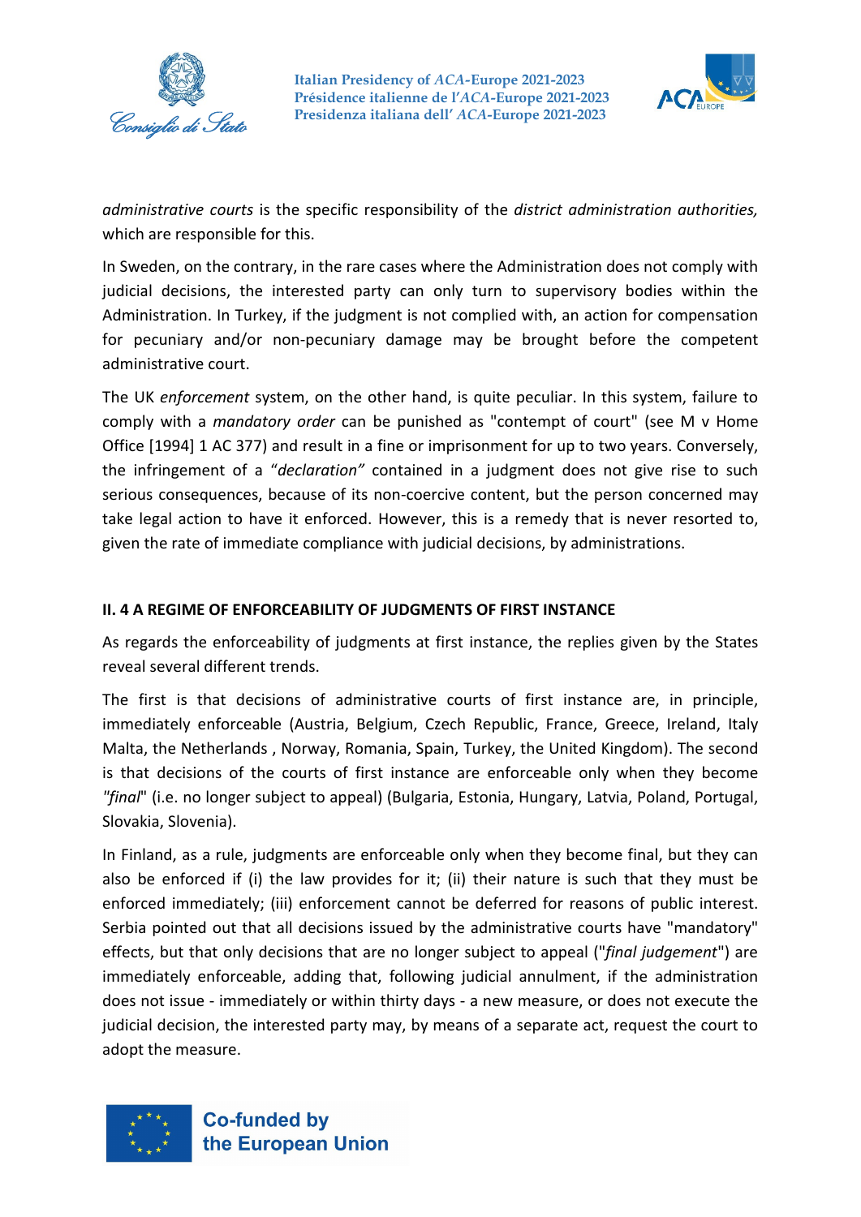*administrative courts* is the specific responsibility of the *district administration authorities,* which are responsible for this.

In Sweden, on the contrary, in the rare cases where the Administration does not comply with judicial decisions, the interested party can only turn to supervisory bodies within the Administration. In Turkey, if the judgment is not complied with, an action for compensation for pecuniary and/or non-pecuniary damage may be brought before the competent administrative court.

The UK *enforcement* system, on the other hand, is quite peculiar. In this system, failure to comply with a *mandatory order* can be punished as "contempt of court" (see M v Home Office [1994] 1 AC 377) and result in a fine or imprisonment for up to two years. Conversely, the infringement of a *"declaration"* contained in a judgment does not give rise to such serious consequences, because of its non-coercive content, but the person concerned may take legal action to have it enforced. However, this is a remedy that is never resorted to, given the rate of immediate compliance with judicial decisions, by administrations.

## II. 4 A REGIME OF ENFORCEABILITY OF JUDGMENTS OF FIRST INSTANCE

As regards the enforceability of judgments at first instance, the replies given by the States reveal several different trends.

The first is that decisions of administrative courts of first instance are, in principle, immediately enforceable (Austria, Belgium, Czech Republic, France, Greece, Ireland, Italy Malta, the Netherlands , Norway, Romania, Spain, Turkey, the United Kingdom). The second is that decisions of the courts of first instance are enforceable only when they become *"final*" (i.e. no longer subject to appeal) (Bulgaria, Estonia, Hungary, Latvia, Poland, Portugal, Slovakia, Slovenia).

In Finland, as a rule, judgments are enforceable only when they become final, but they can also be enforced if (i) the law provides for it; (ii) their nature is such that they must be enforced immediately; (iii) enforcement cannot be deferred for reasons of public interest. Serbia pointed out that all decisions issued by the administrative courts have "mandatory" effects, but that only decisions that are no longer subject to appeal ("*final judgement*") are immediately enforceable, adding that, following judicial annulment, if the administration does not issue - immediately or within thirty days - a new measure, or does not execute the judicial decision, the interested party may, by means of a separate act, request the court to adopt the measure.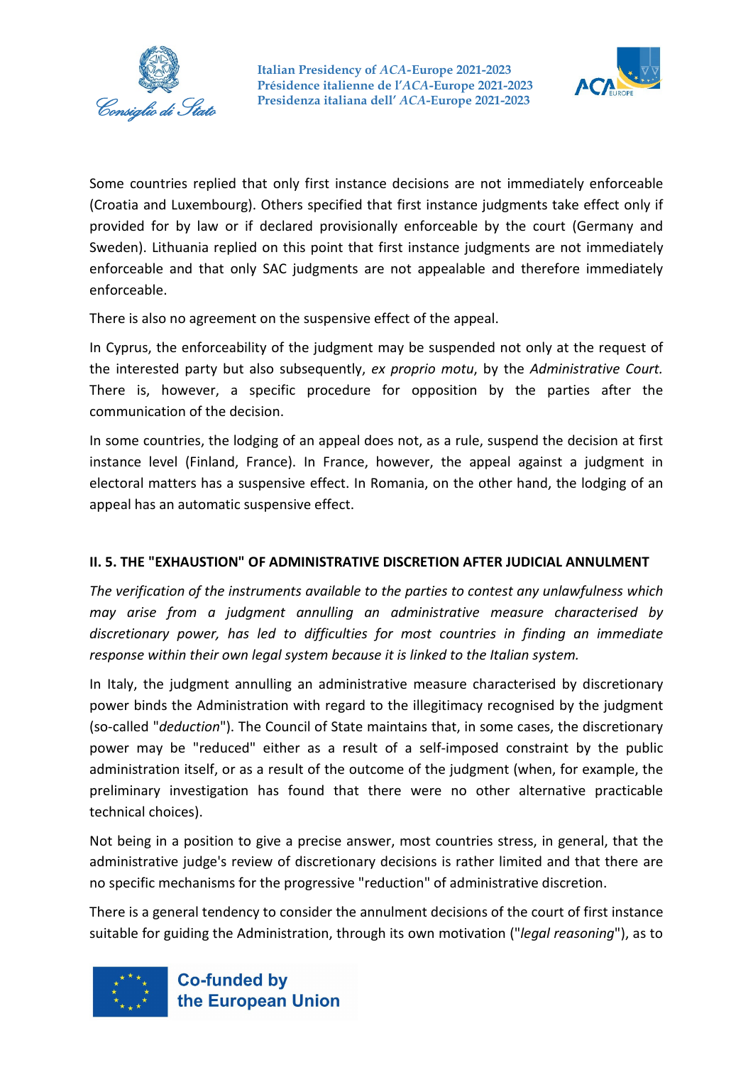Some countries replied that only first instance decisions are not immediately enforceable (Croatia and Luxembourg). Others specified that first instance judgments take effect only if provided for by law or if declared provisionally enforceable by the court (Germany and Sweden). Lithuania replied on this point that first instance judgments are not immediately enforceable and that only SAC judgments are not appealable and therefore immediately enforceable.

There is also no agreement on the suspensive effect of the appeal.

In Cyprus, the enforceability of the judgment may be suspended not only at the request of the interested party but also subsequently, *ex proprio motu*, by the *Administrative Court.* There is, however, a specific procedure for opposition by the parties after the communication of the decision.

In some countries, the lodging of an appeal does not, as a rule, suspend the decision at first instance level (Finland, France). In France, however, the appeal against a judgment in electoral matters has a suspensive effect. In Romania, on the other hand, the lodging of an appeal has an automatic suspensive effect.

### II. 5. THE "EXHAUSTION" OF ADMINISTRATIVE DISCRETION AFTER JUDICIAL ANNULMENT

*The verification of the instruments available to the parties to contest any unlawfulness which may arise from a judgment annulling an administrative measure characterised by discretionary power, has led to difficulties for most countries in finding an immediate response within their own legal system because it is linked to the Italian system.*

In Italy, the judgment annulling an administrative measure characterised by discretionary power binds the Administration with regard to the illegitimacy recognised by the judgment (so-called "*deduction*"). The Council of State maintains that, in some cases, the discretionary power may be "reduced" either as a result of a self-imposed constraint by the public administration itself, or as a result of the outcome of the judgment (when, for example, the preliminary investigation has found that there were no other alternative practicable technical choices).

Not being in a position to give a precise answer, most countries stress, in general, that the administrative judge's review of discretionary decisions is rather limited and that there are no specific mechanisms for the progressive "reduction" of administrative discretion.

There is a general tendency to consider the annulment decisions of the court of first instance suitable for guiding the Administration, through its own motivation ("*legal reasoning*"), as to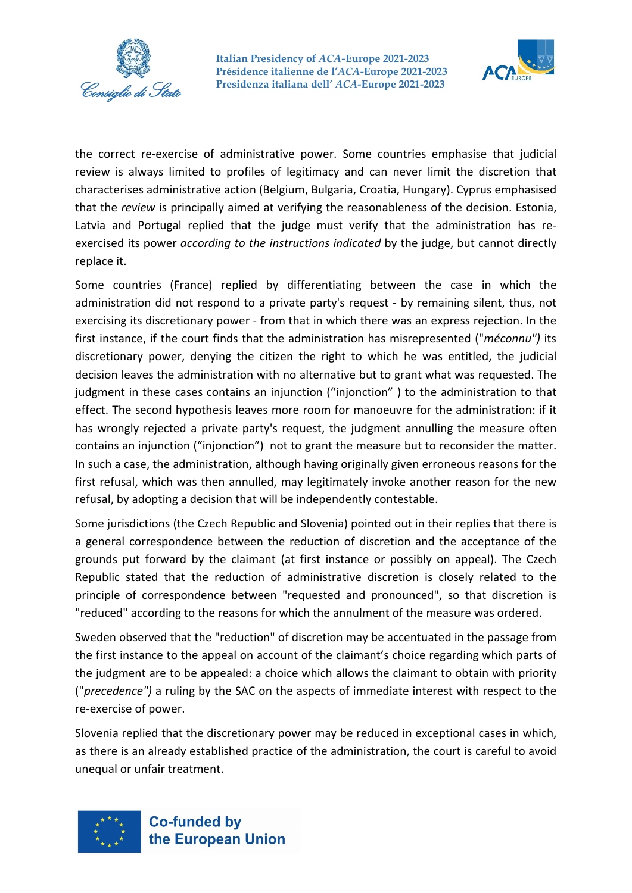the correct re-exercise of administrative power. Some countries emphasise that judicial review is always limited to profiles of legitimacy and can never limit the discretion that characterises administrative action (Belgium, Bulgaria, Croatia, Hungary). Cyprus emphasised that the *review* is principally aimed at verifying the reasonableness of the decision. Estonia, Latvia and Portugal replied that the judge must verify that the administration has re-exercised its power *according to the instructions indicated* by the judge, but cannot directly replace it.

Some countries (France) replied by differentiating between the case in which the administration did not respond to a private party's request - by remaining silent, thus, not exercising its discretionary power - from that in which there was an express rejection. In the first instance, if the court finds that the administration has misrepresented ("*méconnu")* its discretionary power, denying the citizen the right to which he was entitled, the judicial decision leaves the administration with no alternative but to grant what was requested. The judgment in these cases contains an injunction ("injonction" ) to the administration to that effect. The second hypothesis leaves more room for manoeuvre for the administration: if it has wrongly rejected a private party's request, the judgment annulling the measure often contains an injunction ("injonction") not to grant the measure but to reconsider the matter. In such a case, the administration, although having originally given erroneous reasons for the first refusal, which was then annulled, may legitimately invoke another reason for the new refusal, by adopting a decision that will be independently contestable.

Some jurisdictions (the Czech Republic and Slovenia) pointed out in their replies that there is a general correspondence between the reduction of discretion and the acceptance of the grounds put forward by the claimant (at first instance or possibly on appeal). The Czech Republic stated that the reduction of administrative discretion is closely related to the principle of correspondence between "requested and pronounced", so that discretion is "reduced" according to the reasons for which the annulment of the measure was ordered.

Sweden observed that the "reduction" of discretion may be accentuated in the passage from the first instance to the appeal on account of the claimant's choice regarding which parts of the judgment are to be appealed: a choice which allows the claimant to obtain with priority ("*precedence")* a ruling by the SAC on the aspects of immediate interest with respect to the re-exercise of power.

Slovenia replied that the discretionary power may be reduced in exceptional cases in which, as there is an already established practice of the administration, the court is careful to avoid unequal or unfair treatment.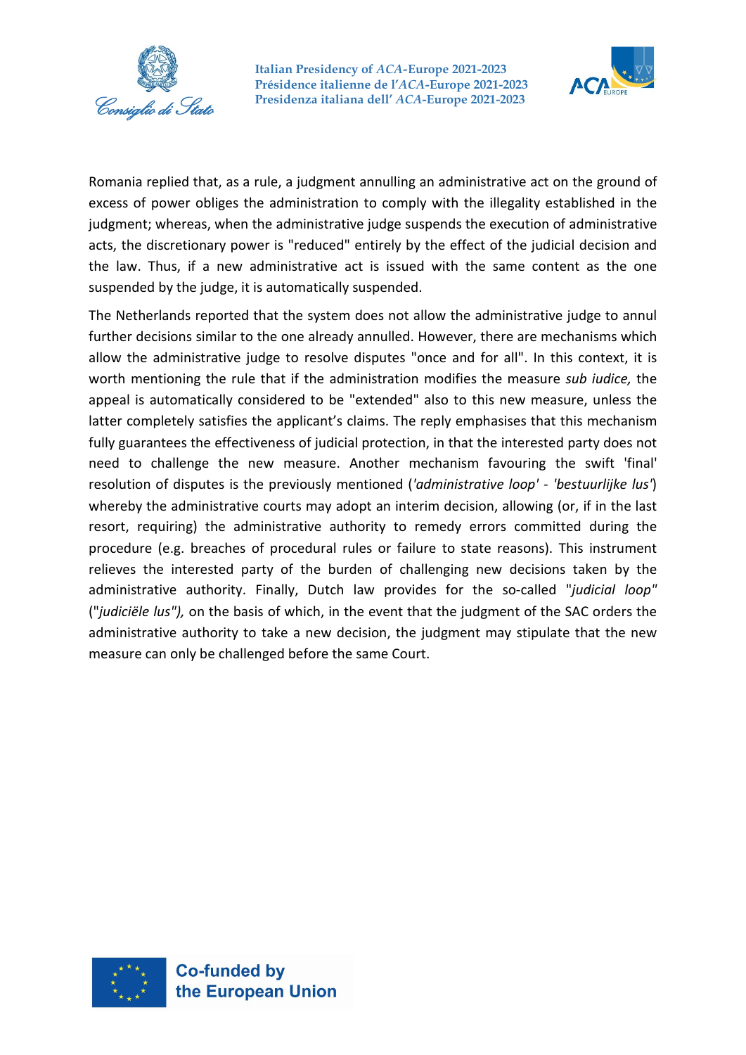Romania replied that, as a rule, a judgment annulling an administrative act on the ground of excess of power obliges the administration to comply with the illegality established in the judgment; whereas, when the administrative judge suspends the execution of administrative acts, the discretionary power is "reduced" entirely by the effect of the judicial decision and the law. Thus, if a new administrative act is issued with the same content as the one suspended by the judge, it is automatically suspended.

The Netherlands reported that the system does not allow the administrative judge to annul further decisions similar to the one already annulled. However, there are mechanisms which allow the administrative judge to resolve disputes "once and for all". In this context, it is worth mentioning the rule that if the administration modifies the measure *sub iudice,* the appeal is automatically considered to be "extended" also to this new measure, unless the latter completely satisfies the applicant's claims. The reply emphasises that this mechanism fully guarantees the effectiveness of judicial protection, in that the interested party does not need to challenge the new measure. Another mechanism favouring the swift 'final' resolution of disputes is the previously mentioned (*'administrative loop'* - *'bestuurlijke lus'*) whereby the administrative courts may adopt an interim decision, allowing (or, if in the last resort, requiring) the administrative authority to remedy errors committed during the procedure (e.g. breaches of procedural rules or failure to state reasons). This instrument relieves the interested party of the burden of challenging new decisions taken by the administrative authority. Finally, Dutch law provides for the so-called "*judicial loop*" ("*judiciële lus*"), on the basis of which, in the event that the judgment of the SAC orders the administrative authority to take a new decision, the judgment may stipulate that the new measure can only be challenged before the same Court.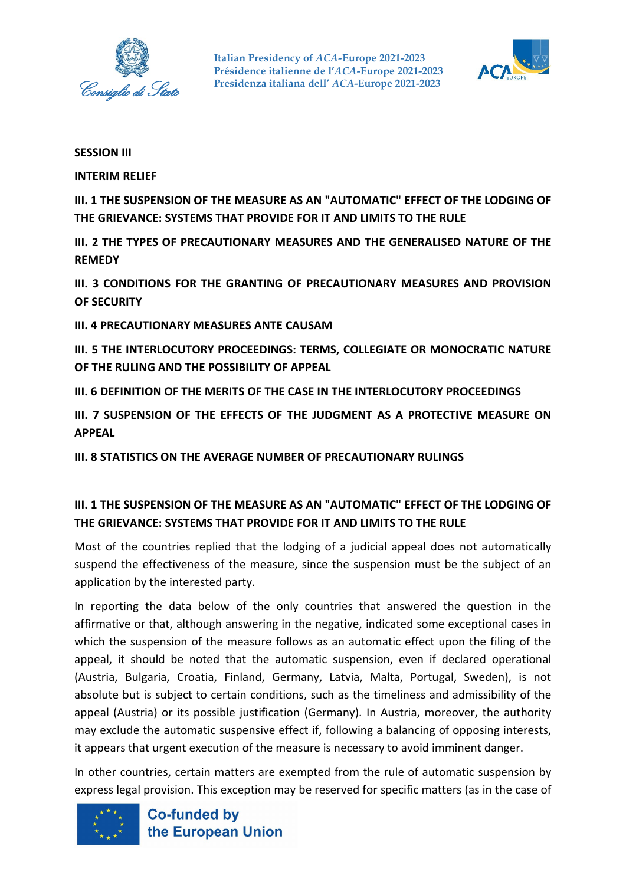## SESSION III

## INTERIM RELIEF

**III. 1 THE SUSPENSION OF THE MEASURE AS AN "AUTOMATIC" EFFECT OF THE LODGING OF THE GRIEVANCE: SYSTEMS THAT PROVIDE FOR IT AND LIMITS TO THE RULE**

**III. 2 THE TYPES OF PRECAUTIONARY MEASURES AND THE GENERALISED NATURE OF THE REMEDY**

**III. 3 CONDITIONS FOR THE GRANTING OF PRECAUTIONARY MEASURES AND PROVISION OF SECURITY**

**III. 4 PRECAUTIONARY MEASURES ANTE CAUSAM**

**III. 5 THE INTERLOCUTORY PROCEEDINGS: TERMS, COLLEGIATE OR MONOCRATIC NATURE OF THE RULING AND THE POSSIBILITY OF APPEAL**

**III. 6 DEFINITION OF THE MERITS OF THE CASE IN THE INTERLOCUTORY PROCEEDINGS**

**III. 7 SUSPENSION OF THE EFFECTS OF THE JUDGMENT AS A PROTECTIVE MEASURE ON APPEAL**

**III. 8 STATISTICS ON THE AVERAGE NUMBER OF PRECAUTIONARY RULINGS**

### III. 1 THE SUSPENSION OF THE MEASURE AS AN "AUTOMATIC" EFFECT OF THE LODGING OF THE GRIEVANCE: SYSTEMS THAT PROVIDE FOR IT AND LIMITS TO THE RULE

Most of the countries replied that the lodging of a judicial appeal does not automatically suspend the effectiveness of the measure, since the suspension must be the subject of an application by the interested party.

In reporting the data below of the only countries that answered the question in the affirmative or that, although answering in the negative, indicated some exceptional cases in which the suspension of the measure follows as an automatic effect upon the filing of the appeal, it should be noted that the automatic suspension, even if declared operational (Austria, Bulgaria, Croatia, Finland, Germany, Latvia, Malta, Portugal, Sweden), is not absolute but is subject to certain conditions, such as the timeliness and admissibility of the appeal (Austria) or its possible justification (Germany). In Austria, moreover, the authority may exclude the automatic suspensive effect if, following a balancing of opposing interests, it appears that urgent execution of the measure is necessary to avoid imminent danger.

In other countries, certain matters are exempted from the rule of automatic suspension by express legal provision. This exception may be reserved for specific matters (as in the case of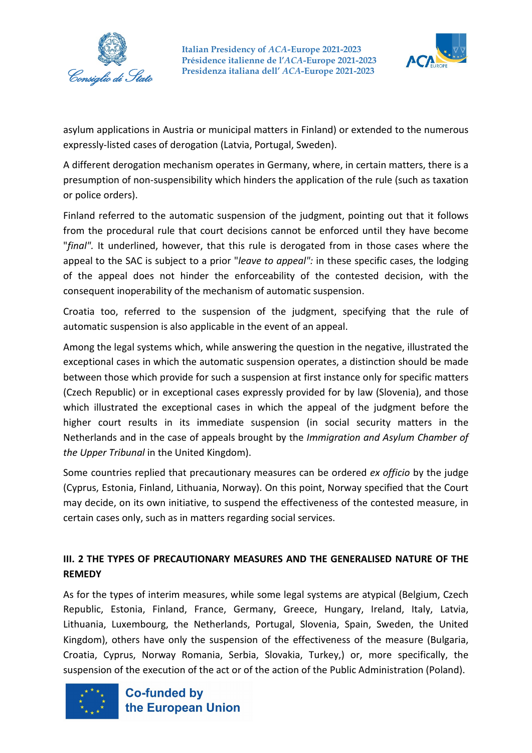asylum applications in Austria or municipal matters in Finland) or extended to the numerous expressly-listed cases of derogation (Latvia, Portugal, Sweden).

A different derogation mechanism operates in Germany, where, in certain matters, there is a presumption of non-suspensibility which hinders the application of the rule (such as taxation or police orders).

Finland referred to the automatic suspension of the judgment, pointing out that it follows from the procedural rule that court decisions cannot be enforced until they have become "*final*". It underlined, however, that this rule is derogated from in those cases where the appeal to the SAC is subject to a prior "*leave to appeal*"*:* in these specific cases, the lodging of the appeal does not hinder the enforceability of the contested decision, with the consequent inoperability of the mechanism of automatic suspension.

Croatia too, referred to the suspension of the judgment, specifying that the rule of automatic suspension is also applicable in the event of an appeal.

Among the legal systems which, while answering the question in the negative, illustrated the exceptional cases in which the automatic suspension operates, a distinction should be made between those which provide for such a suspension at first instance only for specific matters (Czech Republic) or in exceptional cases expressly provided for by law (Slovenia), and those which illustrated the exceptional cases in which the appeal of the judgment before the higher court results in its immediate suspension (in social security matters in the Netherlands and in the case of appeals brought by the *Immigration and Asylum Chamber of the Upper Tribunal* in the United Kingdom).

Some countries replied that precautionary measures can be ordered *ex officio* by the judge (Cyprus, Estonia, Finland, Lithuania, Norway). On this point, Norway specified that the Court may decide, on its own initiative, to suspend the effectiveness of the contested measure, in certain cases only, such as in matters regarding social services.

### III. 2 THE TYPES OF PRECAUTIONARY MEASURES AND THE GENERALISED NATURE OF THE REMEDY

As for the types of interim measures, while some legal systems are atypical (Belgium, Czech Republic, Estonia, Finland, France, Germany, Greece, Hungary, Ireland, Italy, Latvia, Lithuania, Luxembourg, the Netherlands, Portugal, Slovenia, Spain, Sweden, the United Kingdom), others have only the suspension of the effectiveness of the measure (Bulgaria, Croatia, Cyprus, Norway Romania, Serbia, Slovakia, Turkey,) or, more specifically, the suspension of the execution of the act or of the action of the Public Administration (Poland).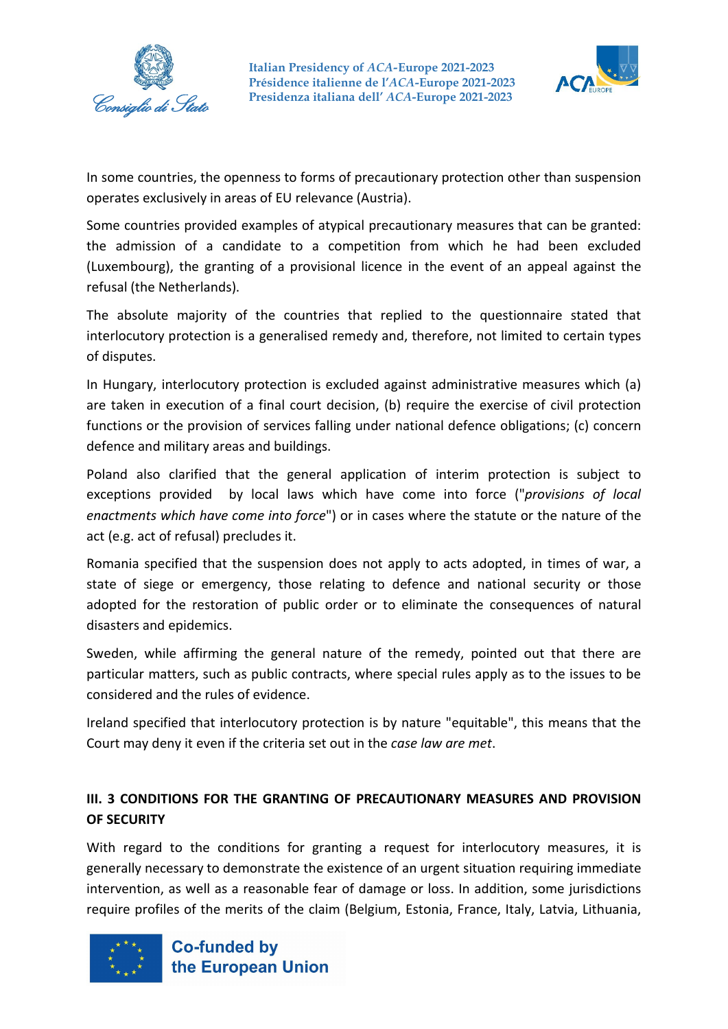In some countries, the openness to forms of precautionary protection other than suspension operates exclusively in areas of EU relevance (Austria).

Some countries provided examples of atypical precautionary measures that can be granted: the admission of a candidate to a competition from which he had been excluded (Luxembourg), the granting of a provisional licence in the event of an appeal against the refusal (the Netherlands).

The absolute majority of the countries that replied to the questionnaire stated that interlocutory protection is a generalised remedy and, therefore, not limited to certain types of disputes.

In Hungary, interlocutory protection is excluded against administrative measures which (a) are taken in execution of a final court decision, (b) require the exercise of civil protection functions or the provision of services falling under national defence obligations; (c) concern defence and military areas and buildings.

Poland also clarified that the general application of interim protection is subject to exceptions provided by local laws which have come into force ("*provisions of local enactments which have come into force*") or in cases where the statute or the nature of the act (e.g. act of refusal) precludes it.

Romania specified that the suspension does not apply to acts adopted, in times of war, a state of siege or emergency, those relating to defence and national security or those adopted for the restoration of public order or to eliminate the consequences of natural disasters and epidemics.

Sweden, while affirming the general nature of the remedy, pointed out that there are particular matters, such as public contracts, where special rules apply as to the issues to be considered and the rules of evidence.

Ireland specified that interlocutory protection is by nature "equitable", this means that the Court may deny it even if the criteria set out in the *case law are met*.

### III. 3 CONDITIONS FOR THE GRANTING OF PRECAUTIONARY MEASURES AND PROVISION OF SECURITY

With regard to the conditions for granting a request for interlocutory measures, it is generally necessary to demonstrate the existence of an urgent situation requiring immediate intervention, as well as a reasonable fear of damage or loss. In addition, some jurisdictions require profiles of the merits of the claim (Belgium, Estonia, France, Italy, Latvia, Lithuania,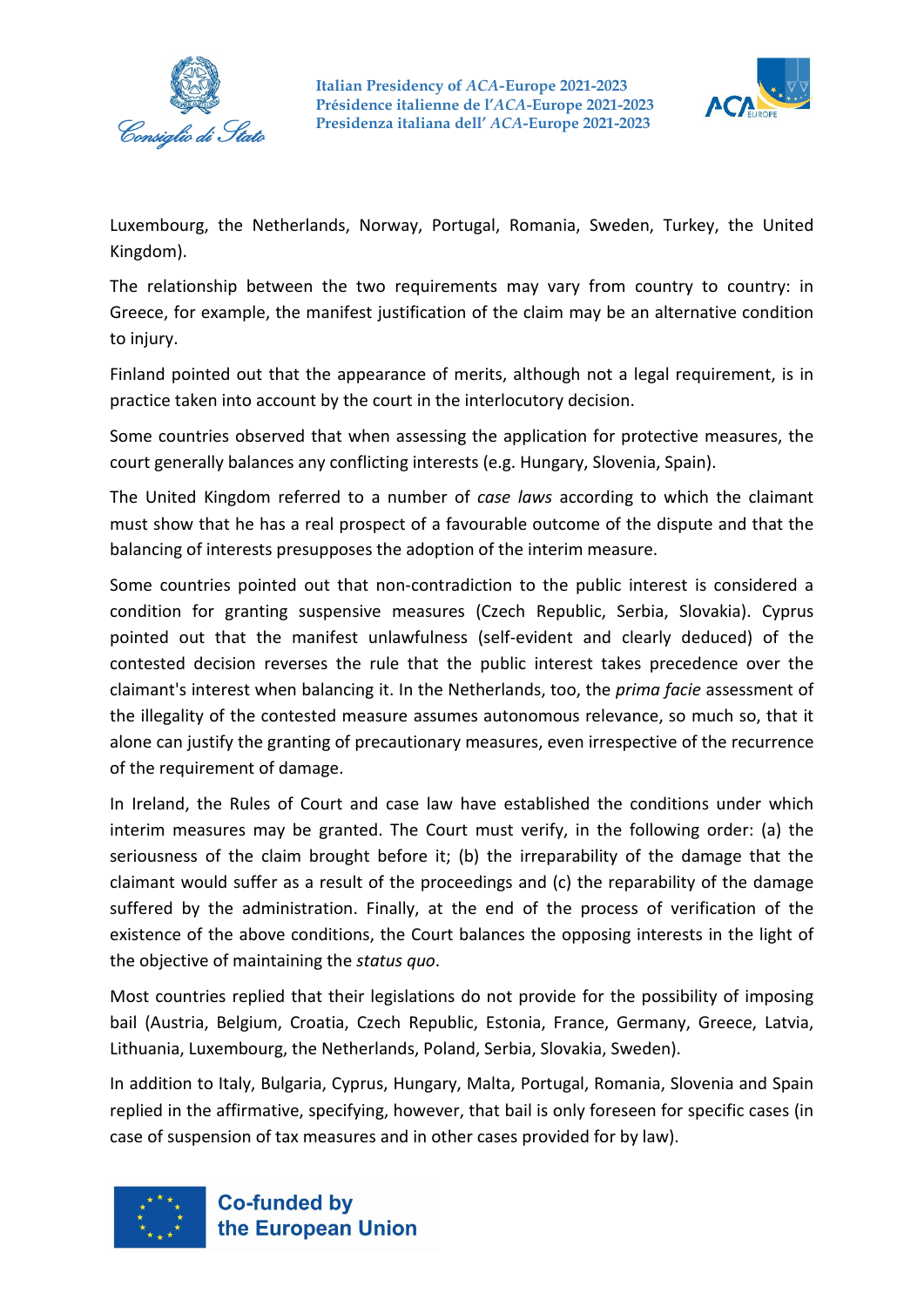Luxembourg, the Netherlands, Norway, Portugal, Romania, Sweden, Turkey, the United Kingdom).

The relationship between the two requirements may vary from country to country: in Greece, for example, the manifest justification of the claim may be an alternative condition to injury.

Finland pointed out that the appearance of merits, although not a legal requirement, is in practice taken into account by the court in the interlocutory decision.

Some countries observed that when assessing the application for protective measures, the court generally balances any conflicting interests (e.g. Hungary, Slovenia, Spain).

The United Kingdom referred to a number of *case laws* according to which the claimant must show that he has a real prospect of a favourable outcome of the dispute and that the balancing of interests presupposes the adoption of the interim measure.

Some countries pointed out that non-contradiction to the public interest is considered a condition for granting suspensive measures (Czech Republic, Serbia, Slovakia). Cyprus pointed out that the manifest unlawfulness (self-evident and clearly deduced) of the contested decision reverses the rule that the public interest takes precedence over the claimant's interest when balancing it. In the Netherlands, too, the *prima facie* assessment of the illegality of the contested measure assumes autonomous relevance, so much so, that it alone can justify the granting of precautionary measures, even irrespective of the recurrence of the requirement of damage.

In Ireland, the Rules of Court and case law have established the conditions under which interim measures may be granted. The Court must verify, in the following order: (a) the seriousness of the claim brought before it; (b) the irreparability of the damage that the claimant would suffer as a result of the proceedings and (c) the reparability of the damage suffered by the administration. Finally, at the end of the process of verification of the existence of the above conditions, the Court balances the opposing interests in the light of the objective of maintaining the *status quo*.

Most countries replied that their legislations do not provide for the possibility of imposing bail (Austria, Belgium, Croatia, Czech Republic, Estonia, France, Germany, Greece, Latvia, Lithuania, Luxembourg, the Netherlands, Poland, Serbia, Slovakia, Sweden).

In addition to Italy, Bulgaria, Cyprus, Hungary, Malta, Portugal, Romania, Slovenia and Spain replied in the affirmative, specifying, however, that bail is only foreseen for specific cases (in case of suspension of tax measures and in other cases provided for by law).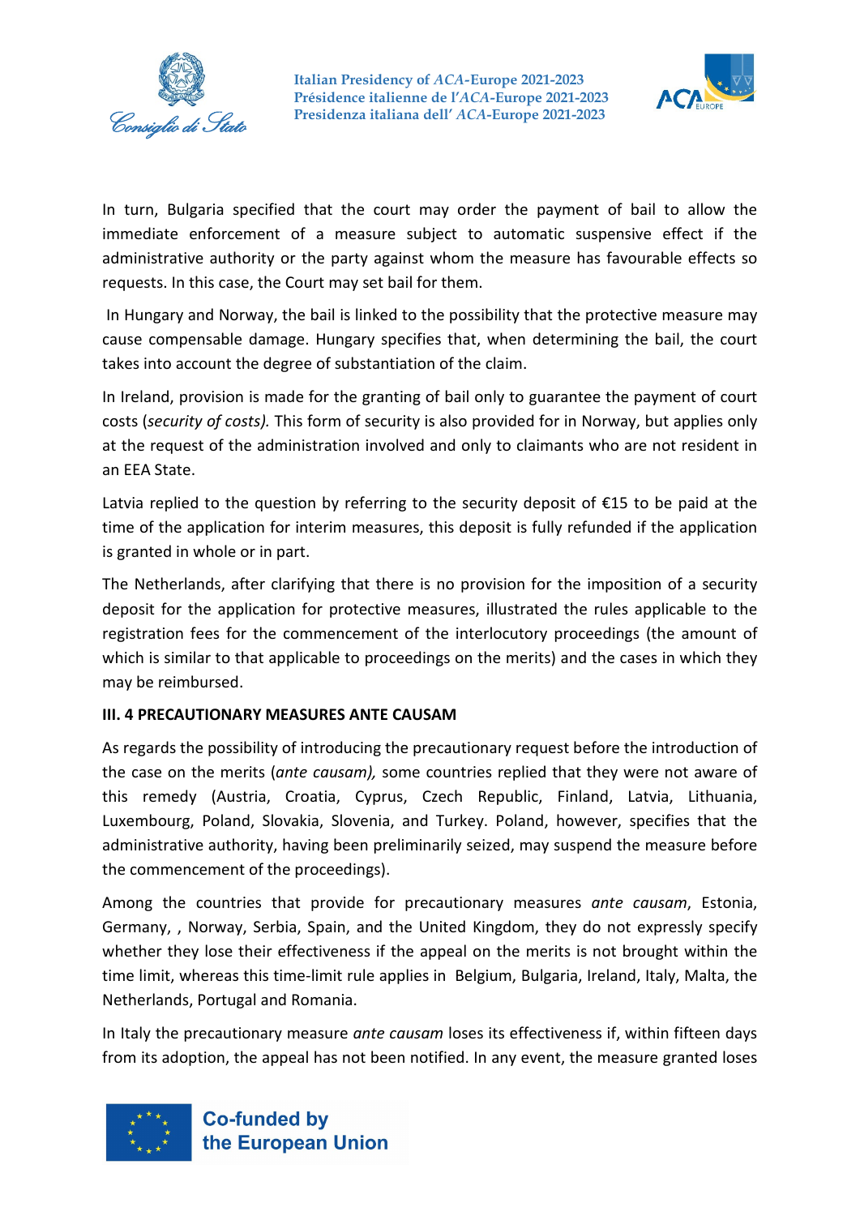In turn, Bulgaria specified that the court may order the payment of bail to allow the immediate enforcement of a measure subject to automatic suspensive effect if the administrative authority or the party against whom the measure has favourable effects so requests. In this case, the Court may set bail for them.

In Hungary and Norway, the bail is linked to the possibility that the protective measure may cause compensable damage. Hungary specifies that, when determining the bail, the court takes into account the degree of substantiation of the claim.

In Ireland, provision is made for the granting of bail only to guarantee the payment of court costs (*security of costs).* This form of security is also provided for in Norway, but applies only at the request of the administration involved and only to claimants who are not resident in an EEA State.

Latvia replied to the question by referring to the security deposit of €15 to be paid at the time of the application for interim measures, this deposit is fully refunded if the application is granted in whole or in part.

The Netherlands, after clarifying that there is no provision for the imposition of a security deposit for the application for protective measures, illustrated the rules applicable to the registration fees for the commencement of the interlocutory proceedings (the amount of which is similar to that applicable to proceedings on the merits) and the cases in which they may be reimbursed.

**III. 4 PRECAUTIONARY MEASURES ANTE CAUSAM**

As regards the possibility of introducing the precautionary request before the introduction of the case on the merits (*ante causam),* some countries replied that they were not aware of this remedy (Austria, Croatia, Cyprus, Czech Republic, Finland, Latvia, Lithuania, Luxembourg, Poland, Slovakia, Slovenia, and Turkey. Poland, however, specifies that the administrative authority, having been preliminarily seized, may suspend the measure before the commencement of the proceedings).

Among the countries that provide for precautionary measures *ante causam*, Estonia, Germany, , Norway, Serbia, Spain, and the United Kingdom, they do not expressly specify whether they lose their effectiveness if the appeal on the merits is not brought within the time limit, whereas this time-limit rule applies in Belgium, Bulgaria, Ireland, Italy, Malta, the Netherlands, Portugal and Romania.

In Italy the precautionary measure *ante causam* loses its effectiveness if, within fifteen days from its adoption, the appeal has not been notified. In any event, the measure granted loses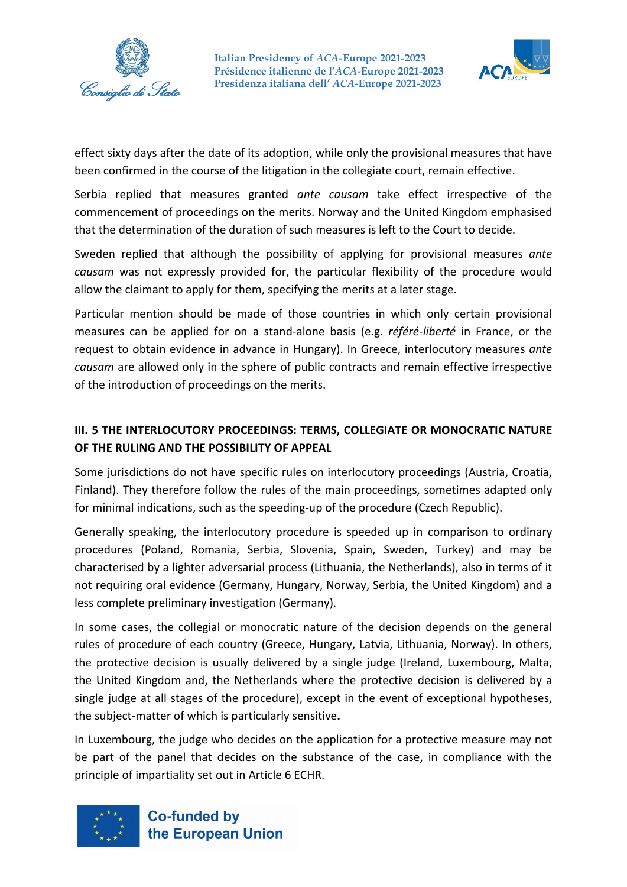effect sixty days after the date of its adoption, while only the provisional measures that have been confirmed in the course of the litigation in the collegiate court, remain effective.

Serbia replied that measures granted *ante causam* take effect irrespective of the commencement of proceedings on the merits. Norway and the United Kingdom emphasised that the determination of the duration of such measures is left to the Court to decide.

Sweden replied that although the possibility of applying for provisional measures *ante causam* was not expressly provided for, the particular flexibility of the procedure would allow the claimant to apply for them, specifying the merits at a later stage.

Particular mention should be made of those countries in which only certain provisional measures can be applied for on a stand-alone basis (e.g. *référé-liberté* in France, or the request to obtain evidence in advance in Hungary). In Greece, interlocutory measures *ante causam* are allowed only in the sphere of public contracts and remain effective irrespective of the introduction of proceedings on the merits.

### III. 5 THE INTERLOCUTORY PROCEEDINGS: TERMS, COLLEGIATE OR MONOCRATIC NATURE OF THE RULING AND THE POSSIBILITY OF APPEAL

Some jurisdictions do not have specific rules on interlocutory proceedings (Austria, Croatia, Finland). They therefore follow the rules of the main proceedings, sometimes adapted only for minimal indications, such as the speeding-up of the procedure (Czech Republic).

Generally speaking, the interlocutory procedure is speeded up in comparison to ordinary procedures (Poland, Romania, Serbia, Slovenia, Spain, Sweden, Turkey) and may be characterised by a lighter adversarial process (Lithuania, the Netherlands), also in terms of it not requiring oral evidence (Germany, Hungary, Norway, Serbia, the United Kingdom) and a less complete preliminary investigation (Germany).

In some cases, the collegial or monocratic nature of the decision depends on the general rules of procedure of each country (Greece, Hungary, Latvia, Lithuania, Norway). In others, the protective decision is usually delivered by a single judge (Ireland, Luxembourg, Malta, the United Kingdom and, the Netherlands where the protective decision is delivered by a single judge at all stages of the procedure), except in the event of exceptional hypotheses, the subject-matter of which is particularly sensitive**.**

In Luxembourg, the judge who decides on the application for a protective measure may not be part of the panel that decides on the substance of the case, in compliance with the principle of impartiality set out in Article 6 ECHR.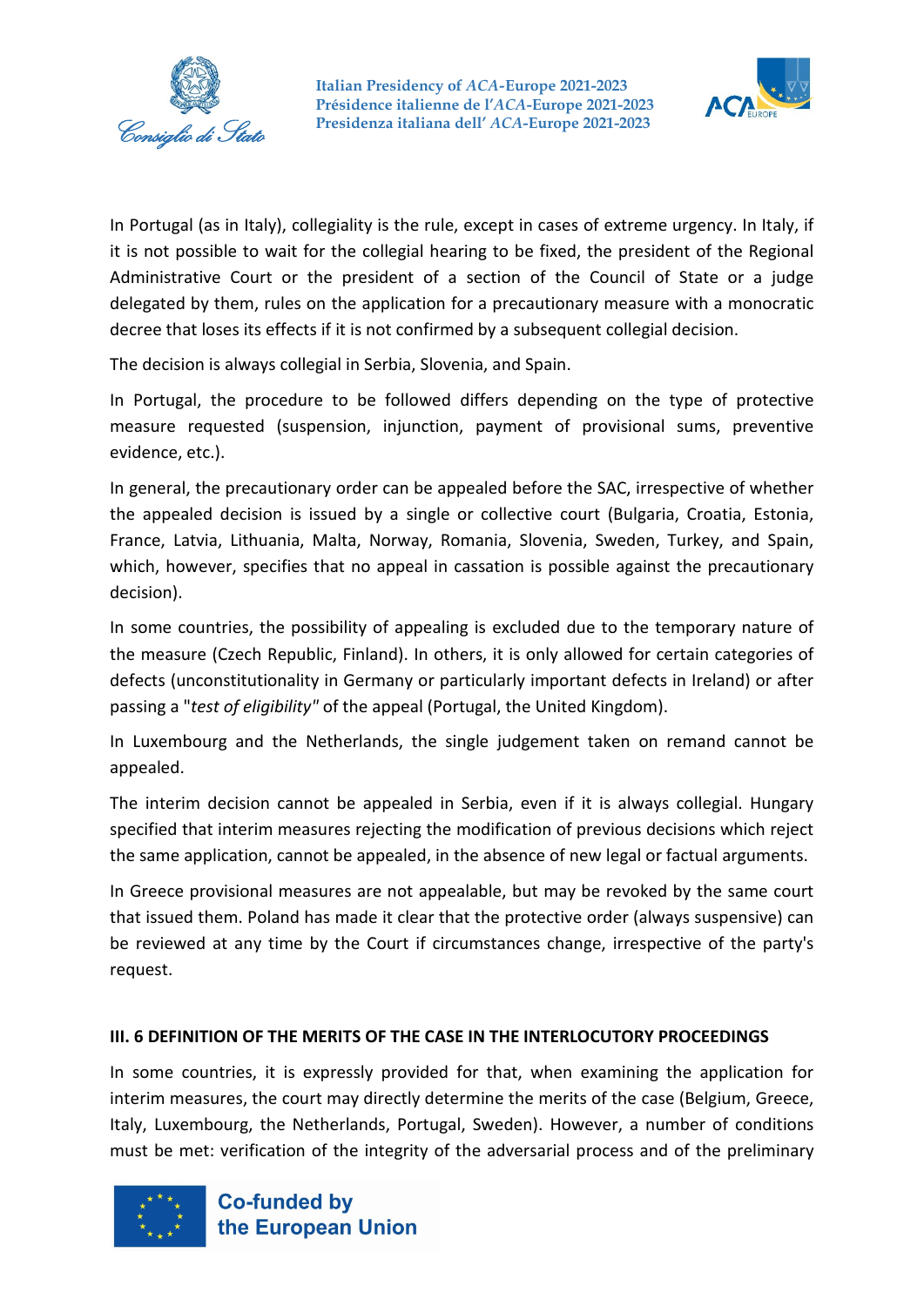In Portugal (as in Italy), collegiality is the rule, except in cases of extreme urgency. In Italy, if it is not possible to wait for the collegial hearing to be fixed, the president of the Regional Administrative Court or the president of a section of the Council of State or a judge delegated by them, rules on the application for a precautionary measure with a monocratic decree that loses its effects if it is not confirmed by a subsequent collegial decision.

The decision is always collegial in Serbia, Slovenia, and Spain.

In Portugal, the procedure to be followed differs depending on the type of protective measure requested (suspension, injunction, payment of provisional sums, preventive evidence, etc.).

In general, the precautionary order can be appealed before the SAC, irrespective of whether the appealed decision is issued by a single or collective court (Bulgaria, Croatia, Estonia, France, Latvia, Lithuania, Malta, Norway, Romania, Slovenia, Sweden, Turkey, and Spain, which, however, specifies that no appeal in cassation is possible against the precautionary decision).

In some countries, the possibility of appealing is excluded due to the temporary nature of the measure (Czech Republic, Finland). In others, it is only allowed for certain categories of defects (unconstitutionality in Germany or particularly important defects in Ireland) or after passing a "*test of eligibility*" of the appeal (Portugal, the United Kingdom).

In Luxembourg and the Netherlands, the single judgement taken on remand cannot be appealed.

The interim decision cannot be appealed in Serbia, even if it is always collegial. Hungary specified that interim measures rejecting the modification of previous decisions which reject the same application, cannot be appealed, in the absence of new legal or factual arguments.

In Greece provisional measures are not appealable, but may be revoked by the same court that issued them. Poland has made it clear that the protective order (always suspensive) can be reviewed at any time by the Court if circumstances change, irrespective of the party's request.

### III. 6 DEFINITION OF THE MERITS OF THE CASE IN THE INTERLOCUTORY PROCEEDINGS

In some countries, it is expressly provided for that, when examining the application for interim measures, the court may directly determine the merits of the case (Belgium, Greece, Italy, Luxembourg, the Netherlands, Portugal, Sweden). However, a number of conditions must be met: verification of the integrity of the adversarial process and of the preliminary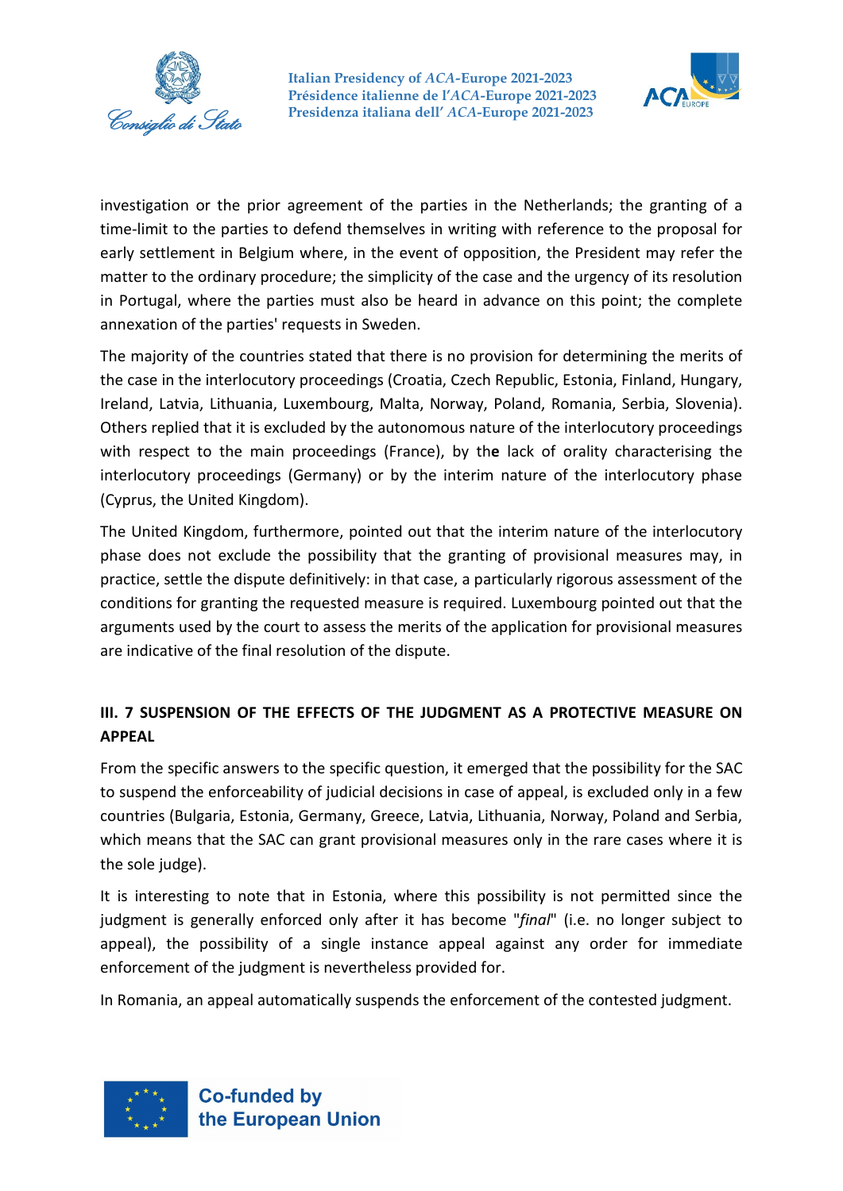investigation or the prior agreement of the parties in the Netherlands; the granting of a time-limit to the parties to defend themselves in writing with reference to the proposal for early settlement in Belgium where, in the event of opposition, the President may refer the matter to the ordinary procedure; the simplicity of the case and the urgency of its resolution in Portugal, where the parties must also be heard in advance on this point; the complete annexation of the parties' requests in Sweden.

The majority of the countries stated that there is no provision for determining the merits of the case in the interlocutory proceedings (Croatia, Czech Republic, Estonia, Finland, Hungary, Ireland, Latvia, Lithuania, Luxembourg, Malta, Norway, Poland, Romania, Serbia, Slovenia). Others replied that it is excluded by the autonomous nature of the interlocutory proceedings with respect to the main proceedings (France), by the lack of orality characterising the interlocutory proceedings (Germany) or by the interim nature of the interlocutory phase (Cyprus, the United Kingdom).

The United Kingdom, furthermore, pointed out that the interim nature of the interlocutory phase does not exclude the possibility that the granting of provisional measures may, in practice, settle the dispute definitively: in that case, a particularly rigorous assessment of the conditions for granting the requested measure is required. Luxembourg pointed out that the arguments used by the court to assess the merits of the application for provisional measures are indicative of the final resolution of the dispute.

## III. 7 SUSPENSION OF THE EFFECTS OF THE JUDGMENT AS A PROTECTIVE MEASURE ON APPEAL

From the specific answers to the specific question, it emerged that the possibility for the SAC to suspend the enforceability of judicial decisions in case of appeal, is excluded only in a few countries (Bulgaria, Estonia, Germany, Greece, Latvia, Lithuania, Norway, Poland and Serbia, which means that the SAC can grant provisional measures only in the rare cases where it is the sole judge).

It is interesting to note that in Estonia, where this possibility is not permitted since the judgment is generally enforced only after it has become "*final*" (i.e. no longer subject to appeal), the possibility of a single instance appeal against any order for immediate enforcement of the judgment is nevertheless provided for.

In Romania, an appeal automatically suspends the enforcement of the contested judgment.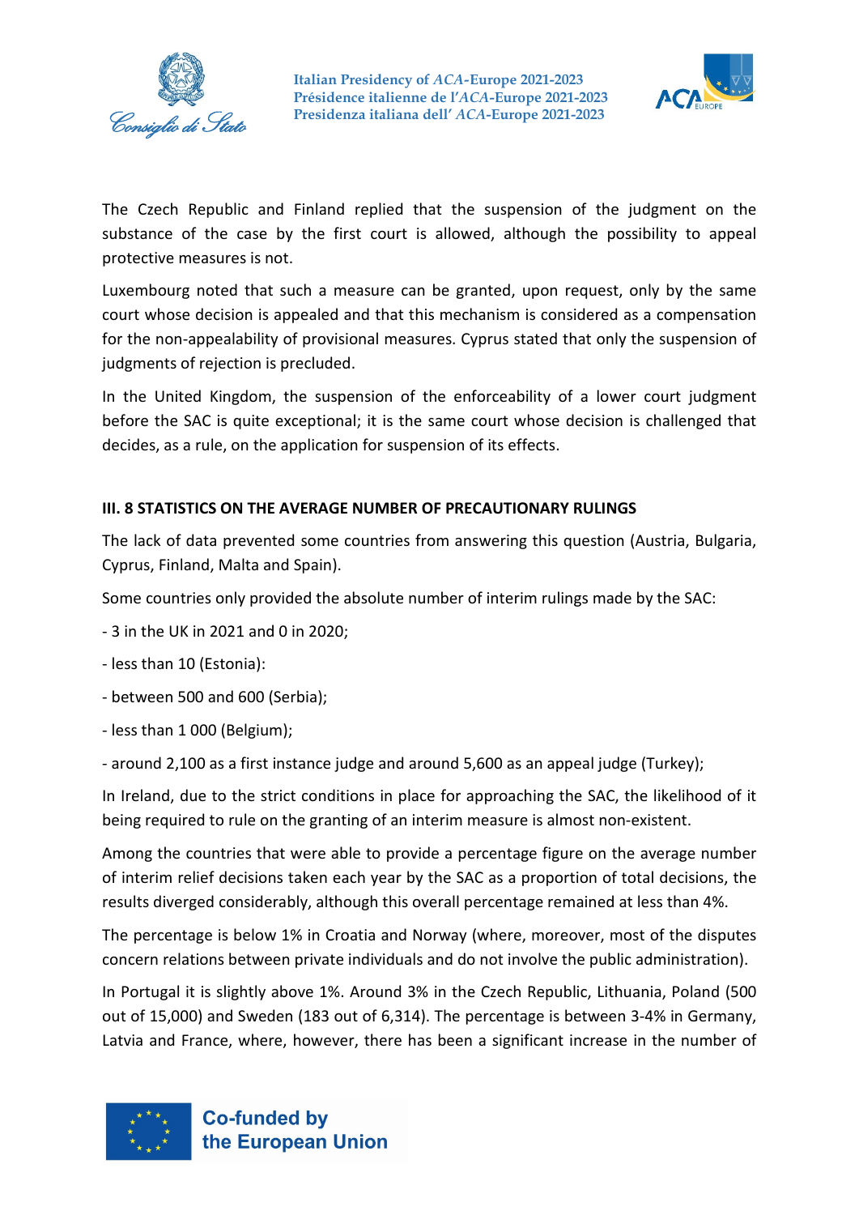The Czech Republic and Finland replied that the suspension of the judgment on the substance of the case by the first court is allowed, although the possibility to appeal protective measures is not.

Luxembourg noted that such a measure can be granted, upon request, only by the same court whose decision is appealed and that this mechanism is considered as a compensation for the non-appealability of provisional measures. Cyprus stated that only the suspension of judgments of rejection is precluded.

In the United Kingdom, the suspension of the enforceability of a lower court judgment before the SAC is quite exceptional; it is the same court whose decision is challenged that decides, as a rule, on the application for suspension of its effects.

### III. 8 STATISTICS ON THE AVERAGE NUMBER OF PRECAUTIONARY RULINGS

The lack of data prevented some countries from answering this question (Austria, Bulgaria, Cyprus, Finland, Malta and Spain).

Some countries only provided the absolute number of interim rulings made by the SAC:

- 3 in the UK in 2021 and 0 in 2020;
- less than 10 (Estonia):
- between 500 and 600 (Serbia);
- less than 1 000 (Belgium);
- around 2,100 as a first instance judge and around 5,600 as an appeal judge (Turkey);

In Ireland, due to the strict conditions in place for approaching the SAC, the likelihood of it being required to rule on the granting of an interim measure is almost non-existent.

Among the countries that were able to provide a percentage figure on the average number of interim relief decisions taken each year by the SAC as a proportion of total decisions, the results diverged considerably, although this overall percentage remained at less than 4%.

The percentage is below 1% in Croatia and Norway (where, moreover, most of the disputes concern relations between private individuals and do not involve the public administration).

In Portugal it is slightly above 1%. Around 3% in the Czech Republic, Lithuania, Poland (500 out of 15,000) and Sweden (183 out of 6,314). The percentage is between 3-4% in Germany, Latvia and France, where, however, there has been a significant increase in the number of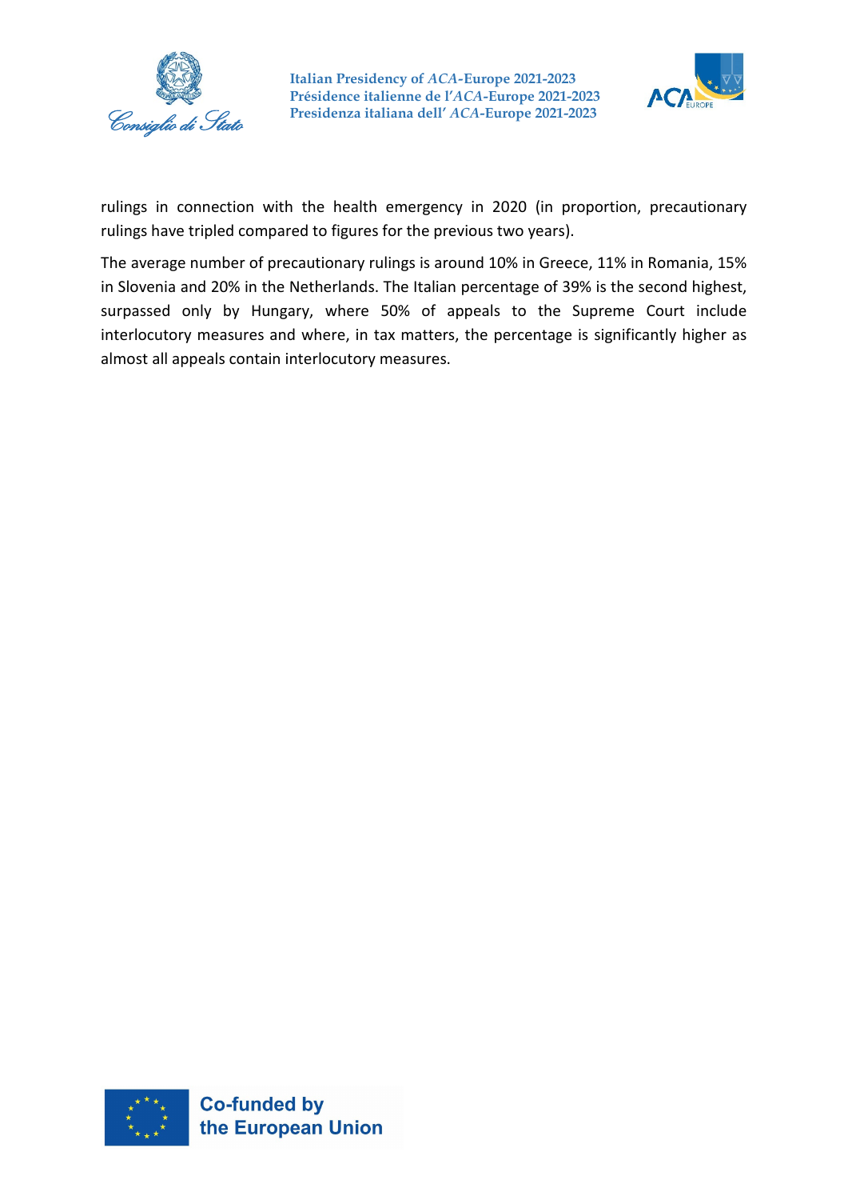rulings in connection with the health emergency in 2020 (in proportion, precautionary rulings have tripled compared to figures for the previous two years).

The average number of precautionary rulings is around 10% in Greece, 11% in Romania, 15% in Slovenia and 20% in the Netherlands. The Italian percentage of 39% is the second highest, surpassed only by Hungary, where 50% of appeals to the Supreme Court include interlocutory measures and where, in tax matters, the percentage is significantly higher as almost all appeals contain interlocutory measures.